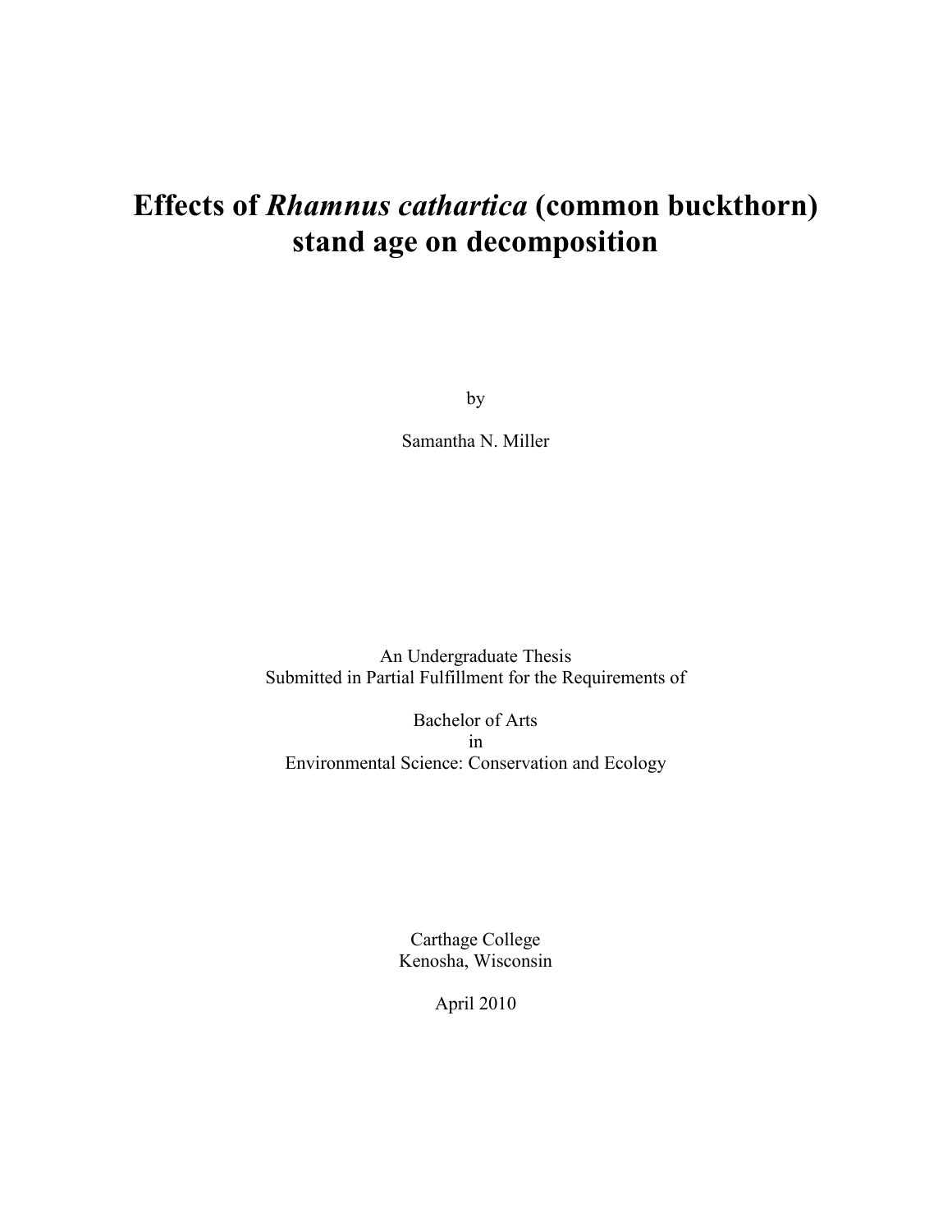# Effects of *Rhamnus cathartica* (common buckthorn) stand age on decomposition

by

Samantha N. Miller

An Undergraduate Thesis
Submitted in Partial Fulfillment for the Requirements of

Bachelor of Arts
in
Environmental Science: Conservation and Ecology

Carthage College
Kenosha, Wisconsin

April 2010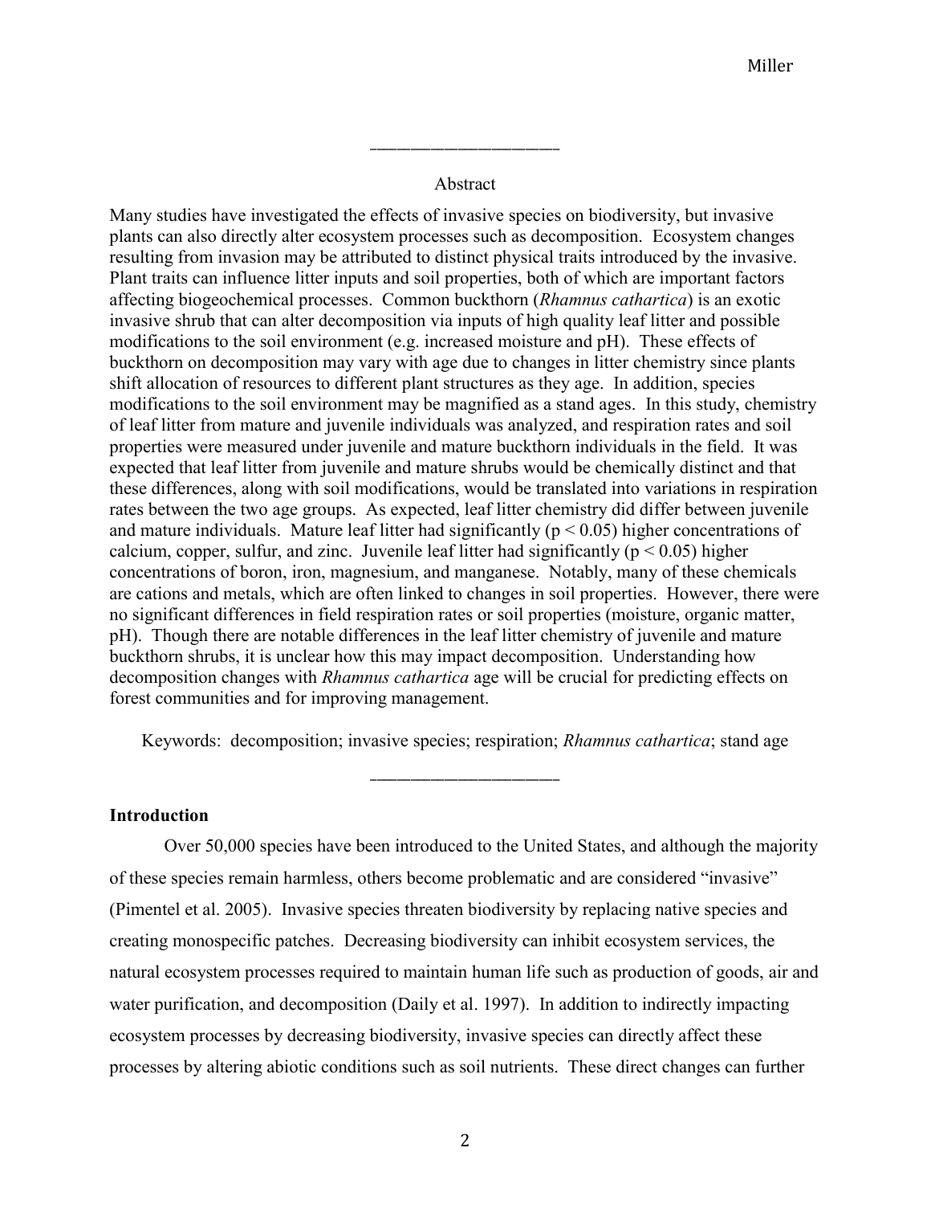---

Abstract

Many studies have investigated the effects of invasive species on biodiversity, but invasive plants can also directly alter ecosystem processes such as decomposition. Ecosystem changes resulting from invasion may be attributed to distinct physical traits introduced by the invasive. Plant traits can influence litter inputs and soil properties, both of which are important factors affecting biogeochemical processes. Common buckthorn (*Rhamnus cathartica*) is an exotic invasive shrub that can alter decomposition via inputs of high quality leaf litter and possible modifications to the soil environment (e.g. increased moisture and pH). These effects of buckthorn on decomposition may vary with age due to changes in litter chemistry since plants shift allocation of resources to different plant structures as they age. In addition, species modifications to the soil environment may be magnified as a stand ages. In this study, chemistry of leaf litter from mature and juvenile individuals was analyzed, and respiration rates and soil properties were measured under juvenile and mature buckthorn individuals in the field. It was expected that leaf litter from juvenile and mature shrubs would be chemically distinct and that these differences, along with soil modifications, would be translated into variations in respiration rates between the two age groups. As expected, leaf litter chemistry did differ between juvenile and mature individuals. Mature leaf litter had significantly ($p < 0.05$) higher concentrations of calcium, copper, sulfur, and zinc. Juvenile leaf litter had significantly ($p < 0.05$) higher concentrations of boron, iron, magnesium, and manganese. Notably, many of these chemicals are cations and metals, which are often linked to changes in soil properties. However, there were no significant differences in field respiration rates or soil properties (moisture, organic matter, pH). Though there are notable differences in the leaf litter chemistry of juvenile and mature buckthorn shrubs, it is unclear how this may impact decomposition. Understanding how decomposition changes with *Rhamnus cathartica* age will be crucial for predicting effects on forest communities and for improving management.

Keywords: decomposition; invasive species; respiration; *Rhamnus cathartica*; stand age

---

## Introduction

Over 50,000 species have been introduced to the United States, and although the majority of these species remain harmless, others become problematic and are considered "invasive" (Pimentel et al. 2005). Invasive species threaten biodiversity by replacing native species and creating monospecific patches. Decreasing biodiversity can inhibit ecosystem services, the natural ecosystem processes required to maintain human life such as production of goods, air and water purification, and decomposition (Daily et al. 1997). In addition to indirectly impacting ecosystem processes by decreasing biodiversity, invasive species can directly affect these processes by altering abiotic conditions such as soil nutrients. These direct changes can further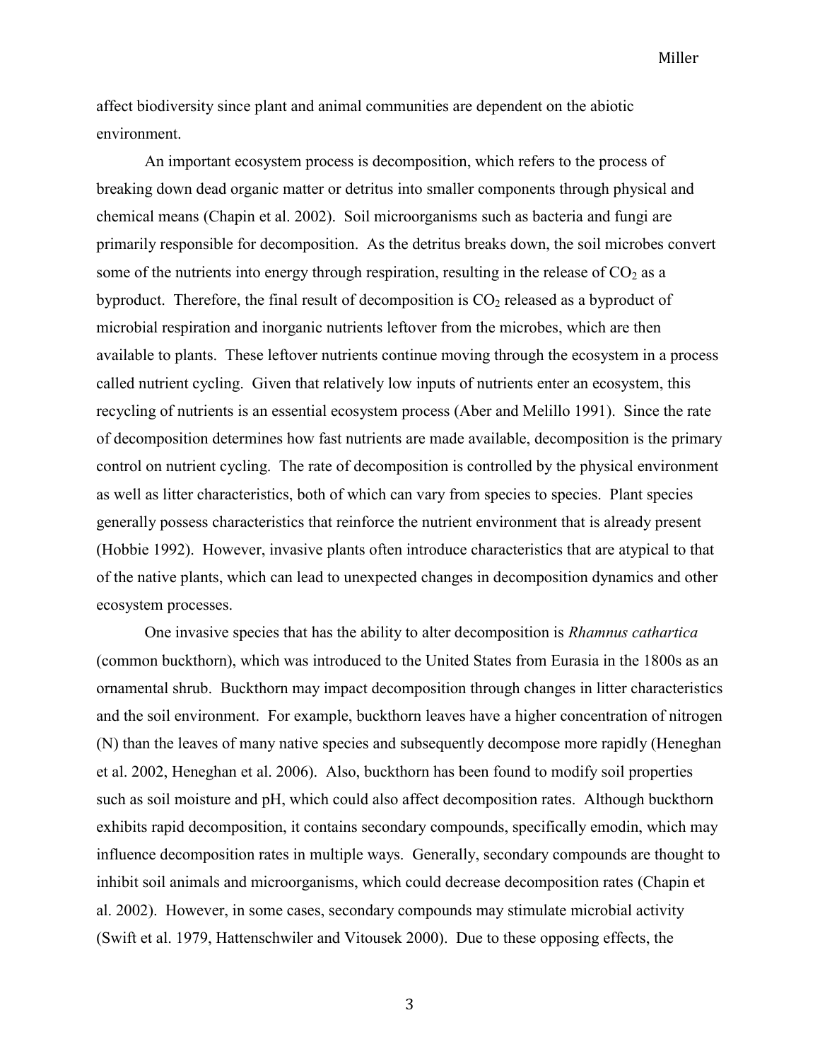affect biodiversity since plant and animal communities are dependent on the abiotic environment.

An important ecosystem process is decomposition, which refers to the process of breaking down dead organic matter or detritus into smaller components through physical and chemical means (Chapin et al. 2002). Soil microorganisms such as bacteria and fungi are primarily responsible for decomposition. As the detritus breaks down, the soil microbes convert some of the nutrients into energy through respiration, resulting in the release of $CO_2$ as a byproduct. Therefore, the final result of decomposition is $CO_2$ released as a byproduct of microbial respiration and inorganic nutrients leftover from the microbes, which are then available to plants. These leftover nutrients continue moving through the ecosystem in a process called nutrient cycling. Given that relatively low inputs of nutrients enter an ecosystem, this recycling of nutrients is an essential ecosystem process (Aber and Melillo 1991). Since the rate of decomposition determines how fast nutrients are made available, decomposition is the primary control on nutrient cycling. The rate of decomposition is controlled by the physical environment as well as litter characteristics, both of which can vary from species to species. Plant species generally possess characteristics that reinforce the nutrient environment that is already present (Hobbie 1992). However, invasive plants often introduce characteristics that are atypical to that of the native plants, which can lead to unexpected changes in decomposition dynamics and other ecosystem processes.

One invasive species that has the ability to alter decomposition is *Rhamnus cathartica* (common buckthorn), which was introduced to the United States from Eurasia in the 1800s as an ornamental shrub. Buckthorn may impact decomposition through changes in litter characteristics and the soil environment. For example, buckthorn leaves have a higher concentration of nitrogen (N) than the leaves of many native species and subsequently decompose more rapidly (Heneghan et al. 2002, Heneghan et al. 2006). Also, buckthorn has been found to modify soil properties such as soil moisture and pH, which could also affect decomposition rates. Although buckthorn exhibits rapid decomposition, it contains secondary compounds, specifically emodin, which may influence decomposition rates in multiple ways. Generally, secondary compounds are thought to inhibit soil animals and microorganisms, which could decrease decomposition rates (Chapin et al. 2002). However, in some cases, secondary compounds may stimulate microbial activity (Swift et al. 1979, Hattenschwiler and Vitousek 2000). Due to these opposing effects, the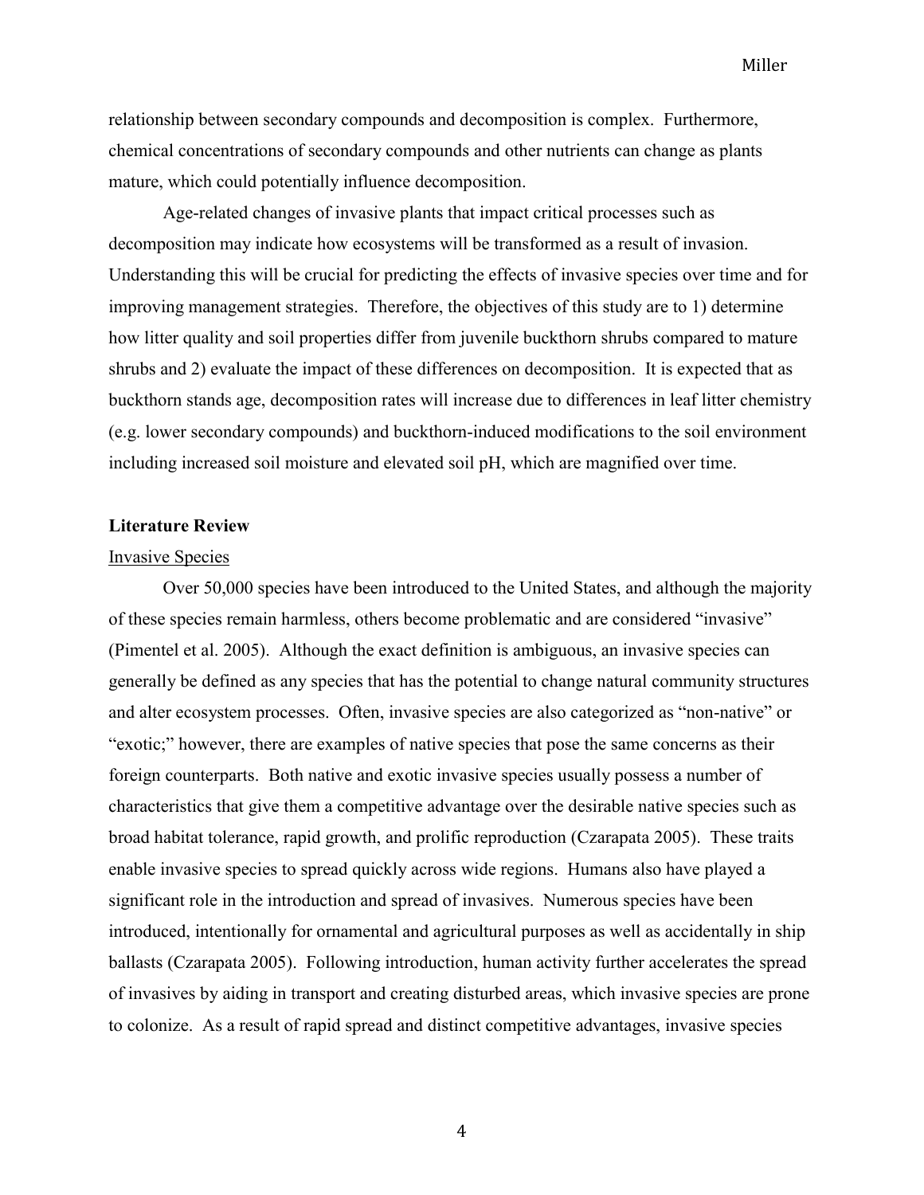relationship between secondary compounds and decomposition is complex. Furthermore, chemical concentrations of secondary compounds and other nutrients can change as plants mature, which could potentially influence decomposition.

Age-related changes of invasive plants that impact critical processes such as decomposition may indicate how ecosystems will be transformed as a result of invasion. Understanding this will be crucial for predicting the effects of invasive species over time and for improving management strategies. Therefore, the objectives of this study are to 1) determine how litter quality and soil properties differ from juvenile buckthorn shrubs compared to mature shrubs and 2) evaluate the impact of these differences on decomposition. It is expected that as buckthorn stands age, decomposition rates will increase due to differences in leaf litter chemistry (e.g. lower secondary compounds) and buckthorn-induced modifications to the soil environment including increased soil moisture and elevated soil pH, which are magnified over time.

## Literature Review

### Invasive Species

Over 50,000 species have been introduced to the United States, and although the majority of these species remain harmless, others become problematic and are considered "invasive" (Pimentel et al. 2005). Although the exact definition is ambiguous, an invasive species can generally be defined as any species that has the potential to change natural community structures and alter ecosystem processes. Often, invasive species are also categorized as "non-native" or "exotic;" however, there are examples of native species that pose the same concerns as their foreign counterparts. Both native and exotic invasive species usually possess a number of characteristics that give them a competitive advantage over the desirable native species such as broad habitat tolerance, rapid growth, and prolific reproduction (Czarapata 2005). These traits enable invasive species to spread quickly across wide regions. Humans also have played a significant role in the introduction and spread of invasives. Numerous species have been introduced, intentionally for ornamental and agricultural purposes as well as accidentally in ship ballasts (Czarapata 2005). Following introduction, human activity further accelerates the spread of invasives by aiding in transport and creating disturbed areas, which invasive species are prone to colonize. As a result of rapid spread and distinct competitive advantages, invasive species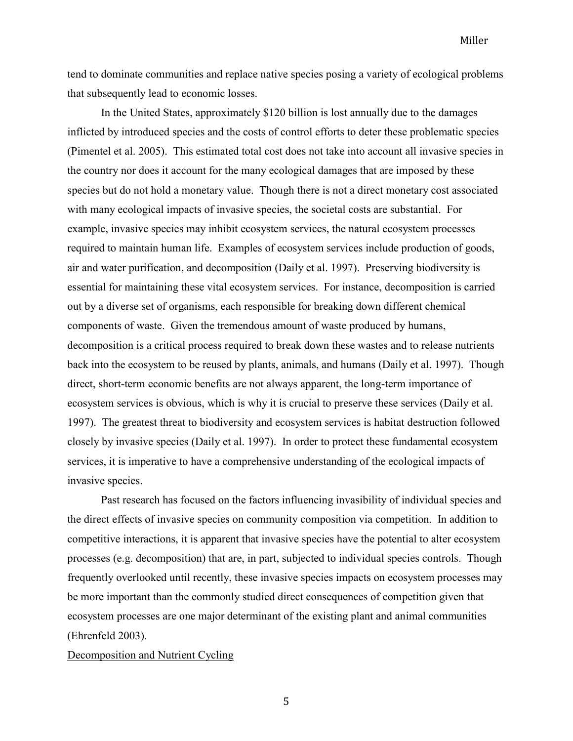tend to dominate communities and replace native species posing a variety of ecological problems that subsequently lead to economic losses.

In the United States, approximately $120 billion is lost annually due to the damages inflicted by introduced species and the costs of control efforts to deter these problematic species (Pimentel et al. 2005). This estimated total cost does not take into account all invasive species in the country nor does it account for the many ecological damages that are imposed by these species but do not hold a monetary value. Though there is not a direct monetary cost associated with many ecological impacts of invasive species, the societal costs are substantial. For example, invasive species may inhibit ecosystem services, the natural ecosystem processes required to maintain human life. Examples of ecosystem services include production of goods, air and water purification, and decomposition (Daily et al. 1997). Preserving biodiversity is essential for maintaining these vital ecosystem services. For instance, decomposition is carried out by a diverse set of organisms, each responsible for breaking down different chemical components of waste. Given the tremendous amount of waste produced by humans, decomposition is a critical process required to break down these wastes and to release nutrients back into the ecosystem to be reused by plants, animals, and humans (Daily et al. 1997). Though direct, short-term economic benefits are not always apparent, the long-term importance of ecosystem services is obvious, which is why it is crucial to preserve these services (Daily et al. 1997). The greatest threat to biodiversity and ecosystem services is habitat destruction followed closely by invasive species (Daily et al. 1997). In order to protect these fundamental ecosystem services, it is imperative to have a comprehensive understanding of the ecological impacts of invasive species.

Past research has focused on the factors influencing invasibility of individual species and the direct effects of invasive species on community composition via competition. In addition to competitive interactions, it is apparent that invasive species have the potential to alter ecosystem processes (e.g. decomposition) that are, in part, subjected to individual species controls. Though frequently overlooked until recently, these invasive species impacts on ecosystem processes may be more important than the commonly studied direct consequences of competition given that ecosystem processes are one major determinant of the existing plant and animal communities (Ehrenfeld 2003).

## Decomposition and Nutrient Cycling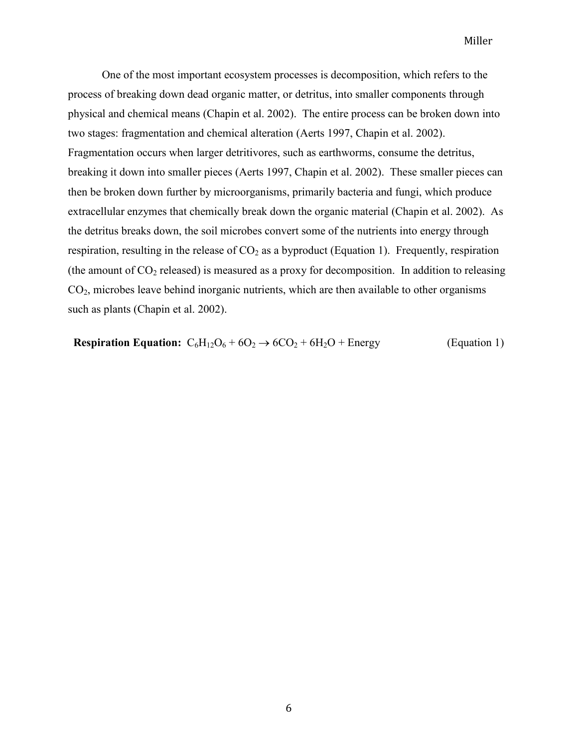One of the most important ecosystem processes is decomposition, which refers to the process of breaking down dead organic matter, or detritus, into smaller components through physical and chemical means (Chapin et al. 2002). The entire process can be broken down into two stages: fragmentation and chemical alteration (Aerts 1997, Chapin et al. 2002). Fragmentation occurs when larger detritivores, such as earthworms, consume the detritus, breaking it down into smaller pieces (Aerts 1997, Chapin et al. 2002). These smaller pieces can then be broken down further by microorganisms, primarily bacteria and fungi, which produce extracellular enzymes that chemically break down the organic material (Chapin et al. 2002). As the detritus breaks down, the soil microbes convert some of the nutrients into energy through respiration, resulting in the release of $CO_2$ as a byproduct (Equation 1). Frequently, respiration (the amount of $CO_2$ released) is measured as a proxy for decomposition. In addition to releasing $CO_2$, microbes leave behind inorganic nutrients, which are then available to other organisms such as plants (Chapin et al. 2002).

**Respiration Equation:** $C_6H_{12}O_6 + 6O_2 \rightarrow 6CO_2 + 6H_2O + \text{Energy}$ (Equation 1)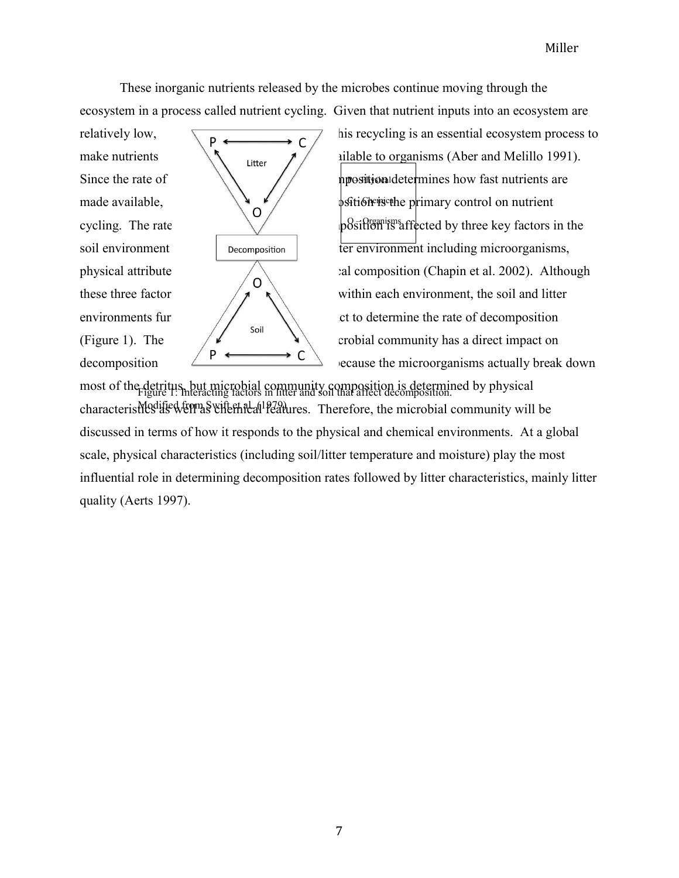These inorganic nutrients released by the microbes continue moving through the ecosystem in a process called nutrient cycling. Given that nutrient inputs into an ecosystem are relatively low, his recycling is an essential ecosystem process to make nutrients ailable to organisms (Aber and Melillo 1991). Since the rate of nposition determines how fast nutrients are made available, osition is the primary control on nutrient cycling. The rate position is affected by three key factors in the soil environment ter environment including microorganisms, physical attribute cal composition (Chapin et al. 2002). Although these three factor within each environment, the soil and litter environments fur ct to determine the rate of decomposition (Figure 1). The crobial community has a direct impact on decomposition ecause the microorganisms actually break down most of the detritus, but microbial community composition is determined by physical characteristics as well as chemical features. Therefore, the microbial community will be discussed in terms of how it responds to the physical and chemical environments. At a global scale, physical characteristics (including soil/litter temperature and moisture) play the most influential role in determining decomposition rates followed by litter characteristics, mainly litter quality (Aerts 1997).

P – Physical
C – Chemical
O – Organisms

Figure 1: Interacting factors in litter and soil that affect decomposition. Modified from Swift et al. (1979).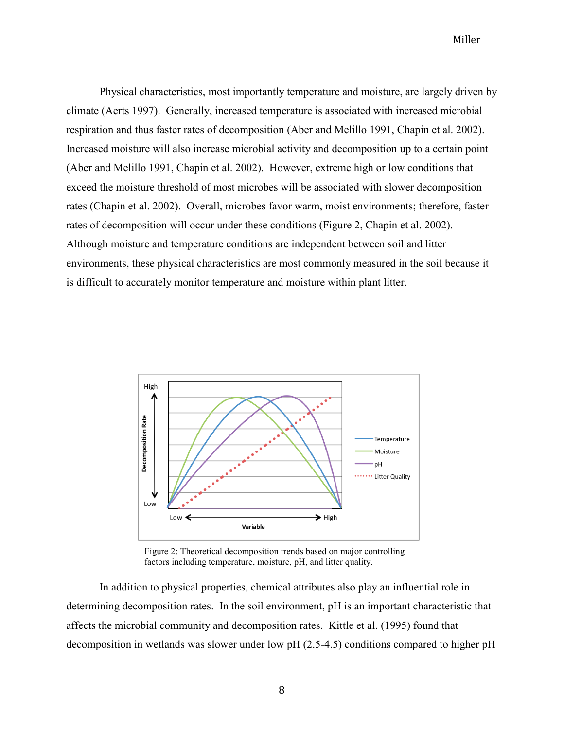Physical characteristics, most importantly temperature and moisture, are largely driven by climate (Aerts 1997). Generally, increased temperature is associated with increased microbial respiration and thus faster rates of decomposition (Aber and Melillo 1991, Chapin et al. 2002). Increased moisture will also increase microbial activity and decomposition up to a certain point (Aber and Melillo 1991, Chapin et al. 2002). However, extreme high or low conditions that exceed the moisture threshold of most microbes will be associated with slower decomposition rates (Chapin et al. 2002). Overall, microbes favor warm, moist environments; therefore, faster rates of decomposition will occur under these conditions (Figure 2, Chapin et al. 2002). Although moisture and temperature conditions are independent between soil and litter environments, these physical characteristics are most commonly measured in the soil because it is difficult to accurately monitor temperature and moisture within plant litter.

Figure 2: Theoretical decomposition trends based on major controlling factors including temperature, moisture, pH, and litter quality.

In addition to physical properties, chemical attributes also play an influential role in determining decomposition rates. In the soil environment, pH is an important characteristic that affects the microbial community and decomposition rates. Kittle et al. (1995) found that decomposition in wetlands was slower under low pH (2.5-4.5) conditions compared to higher pH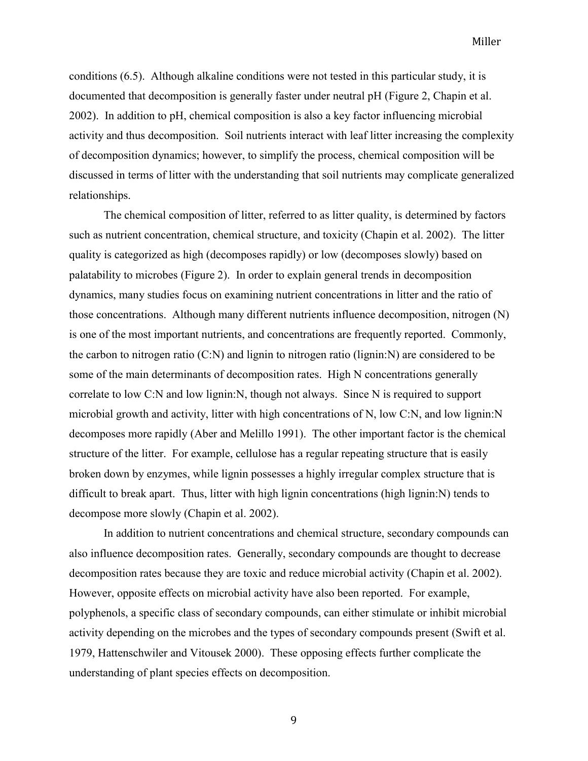conditions (6.5). Although alkaline conditions were not tested in this particular study, it is documented that decomposition is generally faster under neutral pH (Figure 2, Chapin et al. 2002). In addition to pH, chemical composition is also a key factor influencing microbial activity and thus decomposition. Soil nutrients interact with leaf litter increasing the complexity of decomposition dynamics; however, to simplify the process, chemical composition will be discussed in terms of litter with the understanding that soil nutrients may complicate generalized relationships.

The chemical composition of litter, referred to as litter quality, is determined by factors such as nutrient concentration, chemical structure, and toxicity (Chapin et al. 2002). The litter quality is categorized as high (decomposes rapidly) or low (decomposes slowly) based on palatability to microbes (Figure 2). In order to explain general trends in decomposition dynamics, many studies focus on examining nutrient concentrations in litter and the ratio of those concentrations. Although many different nutrients influence decomposition, nitrogen (N) is one of the most important nutrients, and concentrations are frequently reported. Commonly, the carbon to nitrogen ratio (C:N) and lignin to nitrogen ratio (lignin:N) are considered to be some of the main determinants of decomposition rates. High N concentrations generally correlate to low C:N and low lignin:N, though not always. Since N is required to support microbial growth and activity, litter with high concentrations of N, low C:N, and low lignin:N decomposes more rapidly (Aber and Melillo 1991). The other important factor is the chemical structure of the litter. For example, cellulose has a regular repeating structure that is easily broken down by enzymes, while lignin possesses a highly irregular complex structure that is difficult to break apart. Thus, litter with high lignin concentrations (high lignin:N) tends to decompose more slowly (Chapin et al. 2002).

In addition to nutrient concentrations and chemical structure, secondary compounds can also influence decomposition rates. Generally, secondary compounds are thought to decrease decomposition rates because they are toxic and reduce microbial activity (Chapin et al. 2002). However, opposite effects on microbial activity have also been reported. For example, polyphenols, a specific class of secondary compounds, can either stimulate or inhibit microbial activity depending on the microbes and the types of secondary compounds present (Swift et al. 1979, Hattenschwiler and Vitousek 2000). These opposing effects further complicate the understanding of plant species effects on decomposition.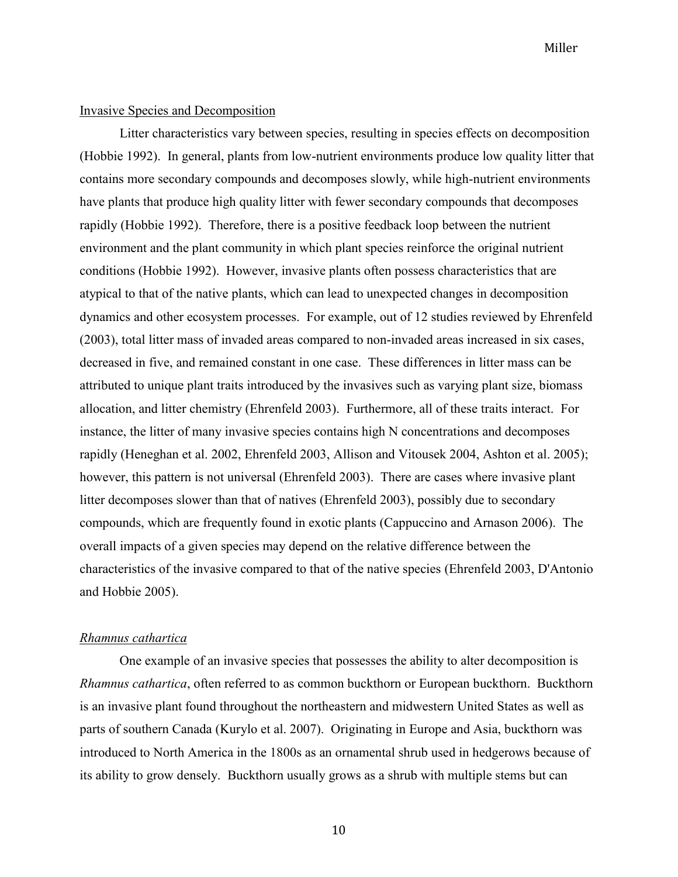<u>Invasive Species and Decomposition</u>

Litter characteristics vary between species, resulting in species effects on decomposition (Hobbie 1992). In general, plants from low-nutrient environments produce low quality litter that contains more secondary compounds and decomposes slowly, while high-nutrient environments have plants that produce high quality litter with fewer secondary compounds that decomposes rapidly (Hobbie 1992). Therefore, there is a positive feedback loop between the nutrient environment and the plant community in which plant species reinforce the original nutrient conditions (Hobbie 1992). However, invasive plants often possess characteristics that are atypical to that of the native plants, which can lead to unexpected changes in decomposition dynamics and other ecosystem processes. For example, out of 12 studies reviewed by Ehrenfeld (2003), total litter mass of invaded areas compared to non-invaded areas increased in six cases, decreased in five, and remained constant in one case. These differences in litter mass can be attributed to unique plant traits introduced by the invasives such as varying plant size, biomass allocation, and litter chemistry (Ehrenfeld 2003). Furthermore, all of these traits interact. For instance, the litter of many invasive species contains high N concentrations and decomposes rapidly (Heneghan et al. 2002, Ehrenfeld 2003, Allison and Vitousek 2004, Ashton et al. 2005); however, this pattern is not universal (Ehrenfeld 2003). There are cases where invasive plant litter decomposes slower than that of natives (Ehrenfeld 2003), possibly due to secondary compounds, which are frequently found in exotic plants (Cappuccino and Arnason 2006). The overall impacts of a given species may depend on the relative difference between the characteristics of the invasive compared to that of the native species (Ehrenfeld 2003, D'Antonio and Hobbie 2005).

<u>*Rhamnus cathartica*</u>

One example of an invasive species that possesses the ability to alter decomposition is *Rhamnus cathartica*, often referred to as common buckthorn or European buckthorn. Buckthorn is an invasive plant found throughout the northeastern and midwestern United States as well as parts of southern Canada (Kurylo et al. 2007). Originating in Europe and Asia, buckthorn was introduced to North America in the 1800s as an ornamental shrub used in hedgerows because of its ability to grow densely. Buckthorn usually grows as a shrub with multiple stems but can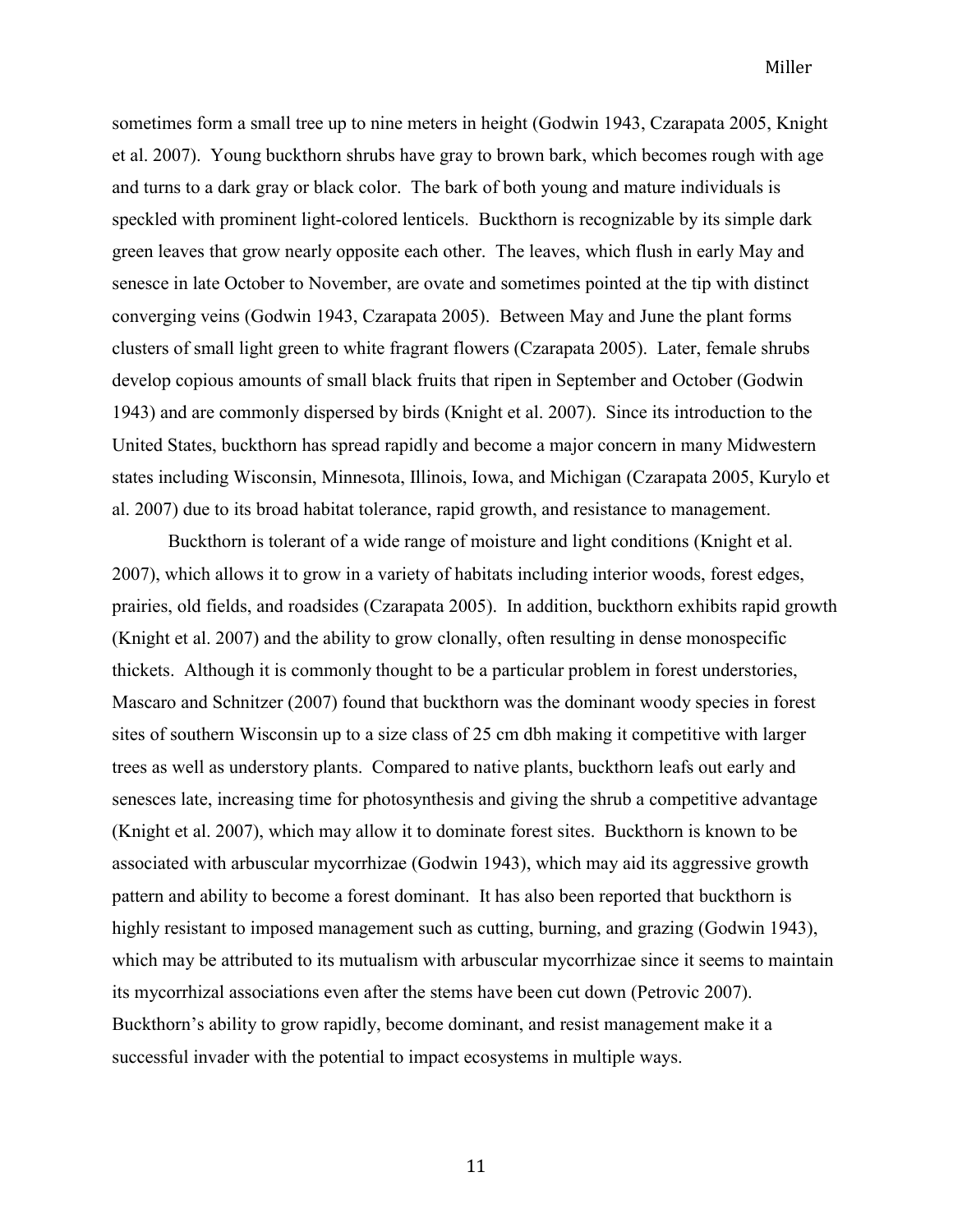sometimes form a small tree up to nine meters in height (Godwin 1943, Czarapata 2005, Knight et al. 2007). Young buckthorn shrubs have gray to brown bark, which becomes rough with age and turns to a dark gray or black color. The bark of both young and mature individuals is speckled with prominent light-colored lenticels. Buckthorn is recognizable by its simple dark green leaves that grow nearly opposite each other. The leaves, which flush in early May and senesce in late October to November, are ovate and sometimes pointed at the tip with distinct converging veins (Godwin 1943, Czarapata 2005). Between May and June the plant forms clusters of small light green to white fragrant flowers (Czarapata 2005). Later, female shrubs develop copious amounts of small black fruits that ripen in September and October (Godwin 1943) and are commonly dispersed by birds (Knight et al. 2007). Since its introduction to the United States, buckthorn has spread rapidly and become a major concern in many Midwestern states including Wisconsin, Minnesota, Illinois, Iowa, and Michigan (Czarapata 2005, Kurylo et al. 2007) due to its broad habitat tolerance, rapid growth, and resistance to management.

Buckthorn is tolerant of a wide range of moisture and light conditions (Knight et al. 2007), which allows it to grow in a variety of habitats including interior woods, forest edges, prairies, old fields, and roadsides (Czarapata 2005). In addition, buckthorn exhibits rapid growth (Knight et al. 2007) and the ability to grow clonally, often resulting in dense monospecific thickets. Although it is commonly thought to be a particular problem in forest understories, Mascaro and Schnitzer (2007) found that buckthorn was the dominant woody species in forest sites of southern Wisconsin up to a size class of 25 cm dbh making it competitive with larger trees as well as understory plants. Compared to native plants, buckthorn leafs out early and senesces late, increasing time for photosynthesis and giving the shrub a competitive advantage (Knight et al. 2007), which may allow it to dominate forest sites. Buckthorn is known to be associated with arbuscular mycorrhizae (Godwin 1943), which may aid its aggressive growth pattern and ability to become a forest dominant. It has also been reported that buckthorn is highly resistant to imposed management such as cutting, burning, and grazing (Godwin 1943), which may be attributed to its mutualism with arbuscular mycorrhizae since it seems to maintain its mycorrhizal associations even after the stems have been cut down (Petrovic 2007). Buckthorn's ability to grow rapidly, become dominant, and resist management make it a successful invader with the potential to impact ecosystems in multiple ways.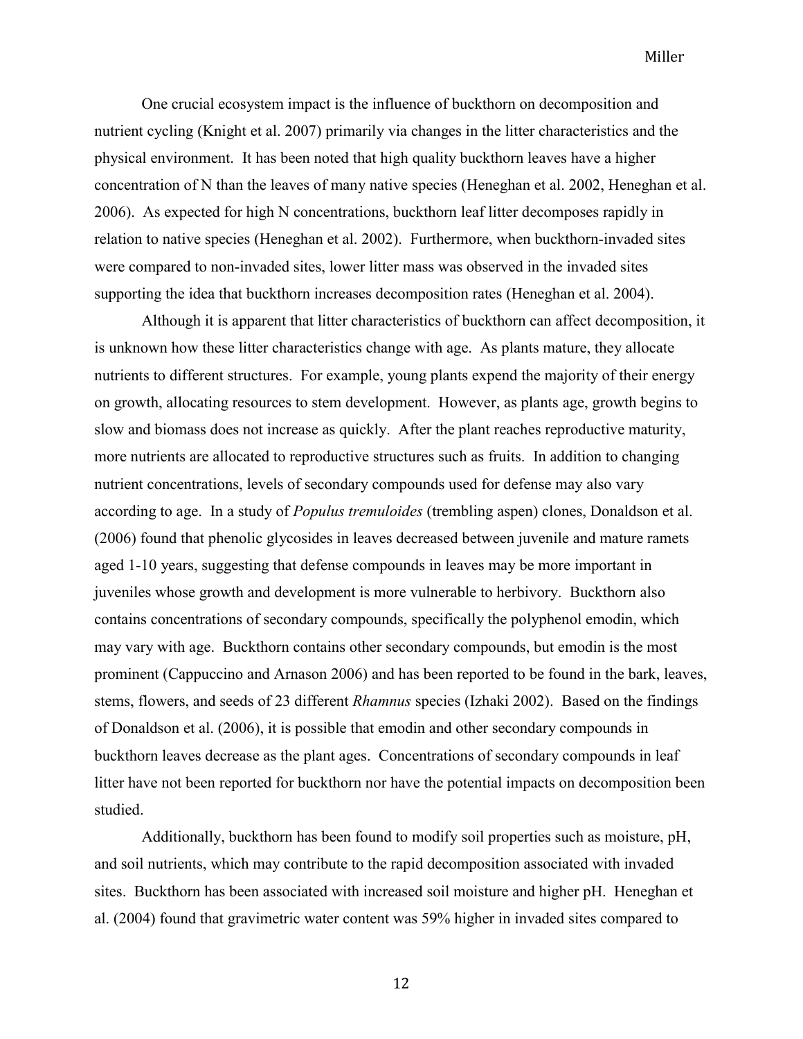One crucial ecosystem impact is the influence of buckthorn on decomposition and nutrient cycling (Knight et al. 2007) primarily via changes in the litter characteristics and the physical environment. It has been noted that high quality buckthorn leaves have a higher concentration of N than the leaves of many native species (Heneghan et al. 2002, Heneghan et al. 2006). As expected for high N concentrations, buckthorn leaf litter decomposes rapidly in relation to native species (Heneghan et al. 2002). Furthermore, when buckthorn-invaded sites were compared to non-invaded sites, lower litter mass was observed in the invaded sites supporting the idea that buckthorn increases decomposition rates (Heneghan et al. 2004).

Although it is apparent that litter characteristics of buckthorn can affect decomposition, it is unknown how these litter characteristics change with age. As plants mature, they allocate nutrients to different structures. For example, young plants expend the majority of their energy on growth, allocating resources to stem development. However, as plants age, growth begins to slow and biomass does not increase as quickly. After the plant reaches reproductive maturity, more nutrients are allocated to reproductive structures such as fruits. In addition to changing nutrient concentrations, levels of secondary compounds used for defense may also vary according to age. In a study of *Populus tremuloides* (trembling aspen) clones, Donaldson et al. (2006) found that phenolic glycosides in leaves decreased between juvenile and mature ramets aged 1-10 years, suggesting that defense compounds in leaves may be more important in juveniles whose growth and development is more vulnerable to herbivory. Buckthorn also contains concentrations of secondary compounds, specifically the polyphenol emodin, which may vary with age. Buckthorn contains other secondary compounds, but emodin is the most prominent (Cappuccino and Arnason 2006) and has been reported to be found in the bark, leaves, stems, flowers, and seeds of 23 different *Rhamnus* species (Izhaki 2002). Based on the findings of Donaldson et al. (2006), it is possible that emodin and other secondary compounds in buckthorn leaves decrease as the plant ages. Concentrations of secondary compounds in leaf litter have not been reported for buckthorn nor have the potential impacts on decomposition been studied.

Additionally, buckthorn has been found to modify soil properties such as moisture, pH, and soil nutrients, which may contribute to the rapid decomposition associated with invaded sites. Buckthorn has been associated with increased soil moisture and higher pH. Heneghan et al. (2004) found that gravimetric water content was 59% higher in invaded sites compared to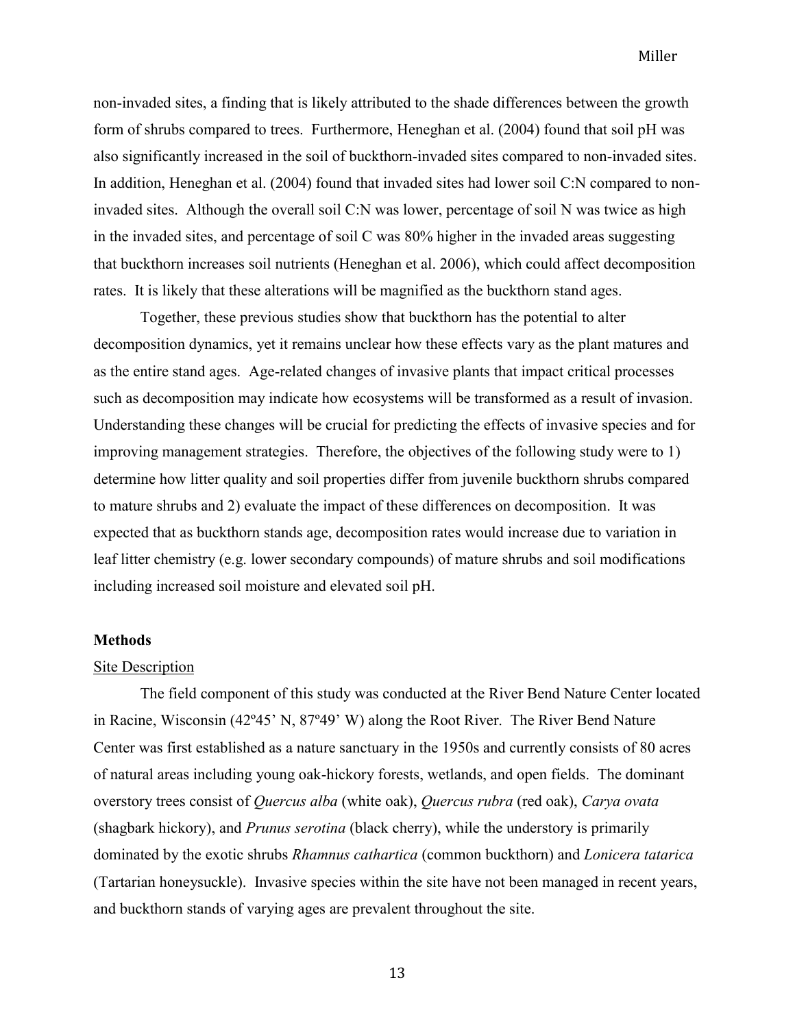non-invaded sites, a finding that is likely attributed to the shade differences between the growth form of shrubs compared to trees. Furthermore, Heneghan et al. (2004) found that soil pH was also significantly increased in the soil of buckthorn-invaded sites compared to non-invaded sites. In addition, Heneghan et al. (2004) found that invaded sites had lower soil C:N compared to non-invaded sites. Although the overall soil C:N was lower, percentage of soil N was twice as high in the invaded sites, and percentage of soil C was 80% higher in the invaded areas suggesting that buckthorn increases soil nutrients (Heneghan et al. 2006), which could affect decomposition rates. It is likely that these alterations will be magnified as the buckthorn stand ages.

Together, these previous studies show that buckthorn has the potential to alter decomposition dynamics, yet it remains unclear how these effects vary as the plant matures and as the entire stand ages. Age-related changes of invasive plants that impact critical processes such as decomposition may indicate how ecosystems will be transformed as a result of invasion. Understanding these changes will be crucial for predicting the effects of invasive species and for improving management strategies. Therefore, the objectives of the following study were to 1) determine how litter quality and soil properties differ from juvenile buckthorn shrubs compared to mature shrubs and 2) evaluate the impact of these differences on decomposition. It was expected that as buckthorn stands age, decomposition rates would increase due to variation in leaf litter chemistry (e.g. lower secondary compounds) of mature shrubs and soil modifications including increased soil moisture and elevated soil pH.

## Methods

### Site Description

The field component of this study was conducted at the River Bend Nature Center located in Racine, Wisconsin (42º45' N, 87º49' W) along the Root River. The River Bend Nature Center was first established as a nature sanctuary in the 1950s and currently consists of 80 acres of natural areas including young oak-hickory forests, wetlands, and open fields. The dominant overstory trees consist of *Quercus alba* (white oak), *Quercus rubra* (red oak), *Carya ovata* (shagbark hickory), and *Prunus serotina* (black cherry), while the understory is primarily dominated by the exotic shrubs *Rhamnus cathartica* (common buckthorn) and *Lonicera tatarica* (Tartarian honeysuckle). Invasive species within the site have not been managed in recent years, and buckthorn stands of varying ages are prevalent throughout the site.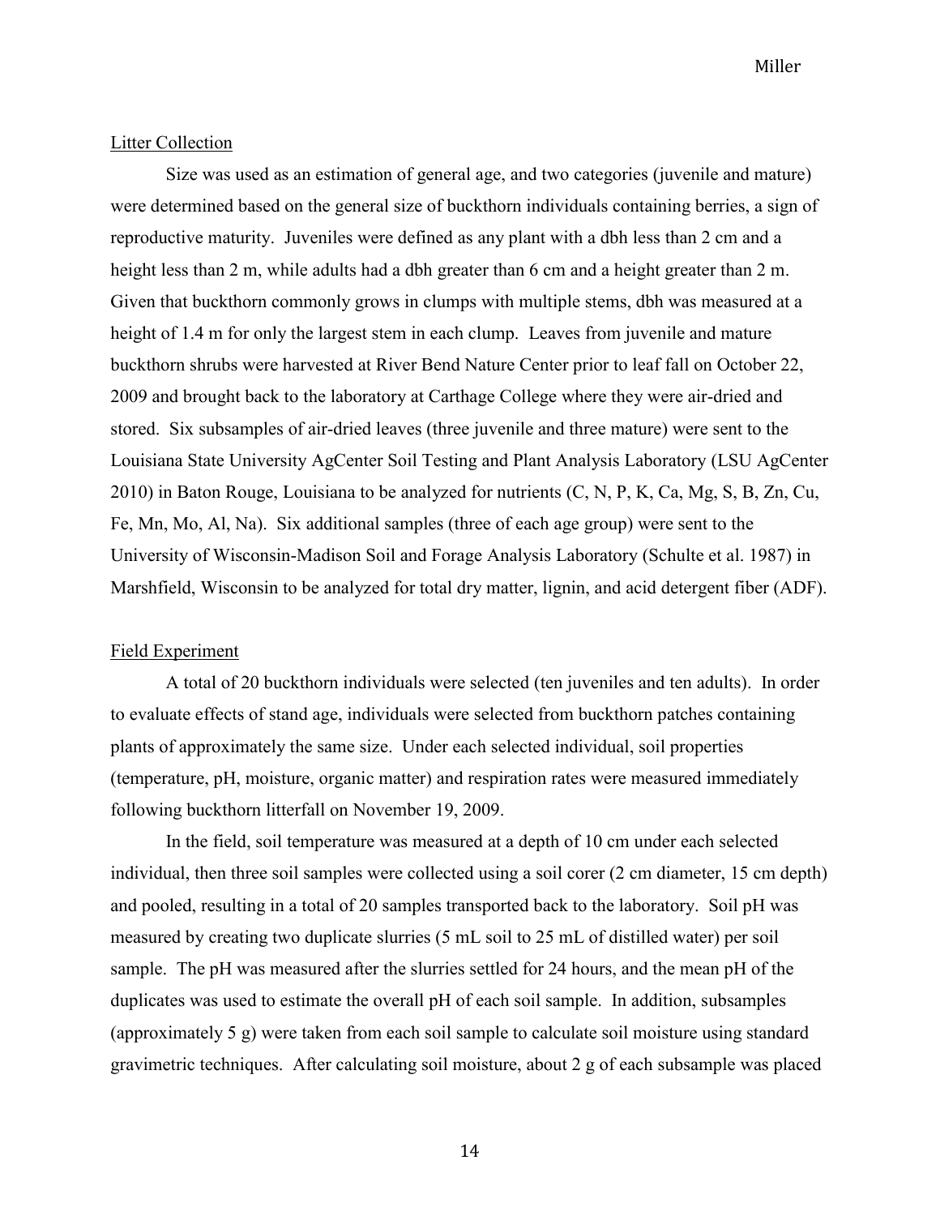### Litter Collection

Size was used as an estimation of general age, and two categories (juvenile and mature) were determined based on the general size of buckthorn individuals containing berries, a sign of reproductive maturity. Juveniles were defined as any plant with a dbh less than 2 cm and a height less than 2 m, while adults had a dbh greater than 6 cm and a height greater than 2 m. Given that buckthorn commonly grows in clumps with multiple stems, dbh was measured at a height of 1.4 m for only the largest stem in each clump. Leaves from juvenile and mature buckthorn shrubs were harvested at River Bend Nature Center prior to leaf fall on October 22, 2009 and brought back to the laboratory at Carthage College where they were air-dried and stored. Six subsamples of air-dried leaves (three juvenile and three mature) were sent to the Louisiana State University AgCenter Soil Testing and Plant Analysis Laboratory (LSU AgCenter 2010) in Baton Rouge, Louisiana to be analyzed for nutrients (C, N, P, K, Ca, Mg, S, B, Zn, Cu, Fe, Mn, Mo, Al, Na). Six additional samples (three of each age group) were sent to the University of Wisconsin-Madison Soil and Forage Analysis Laboratory (Schulte et al. 1987) in Marshfield, Wisconsin to be analyzed for total dry matter, lignin, and acid detergent fiber (ADF).

### Field Experiment

A total of 20 buckthorn individuals were selected (ten juveniles and ten adults). In order to evaluate effects of stand age, individuals were selected from buckthorn patches containing plants of approximately the same size. Under each selected individual, soil properties (temperature, pH, moisture, organic matter) and respiration rates were measured immediately following buckthorn litterfall on November 19, 2009.

In the field, soil temperature was measured at a depth of 10 cm under each selected individual, then three soil samples were collected using a soil corer (2 cm diameter, 15 cm depth) and pooled, resulting in a total of 20 samples transported back to the laboratory. Soil pH was measured by creating two duplicate slurries (5 mL soil to 25 mL of distilled water) per soil sample. The pH was measured after the slurries settled for 24 hours, and the mean pH of the duplicates was used to estimate the overall pH of each soil sample. In addition, subsamples (approximately 5 g) were taken from each soil sample to calculate soil moisture using standard gravimetric techniques. After calculating soil moisture, about 2 g of each subsample was placed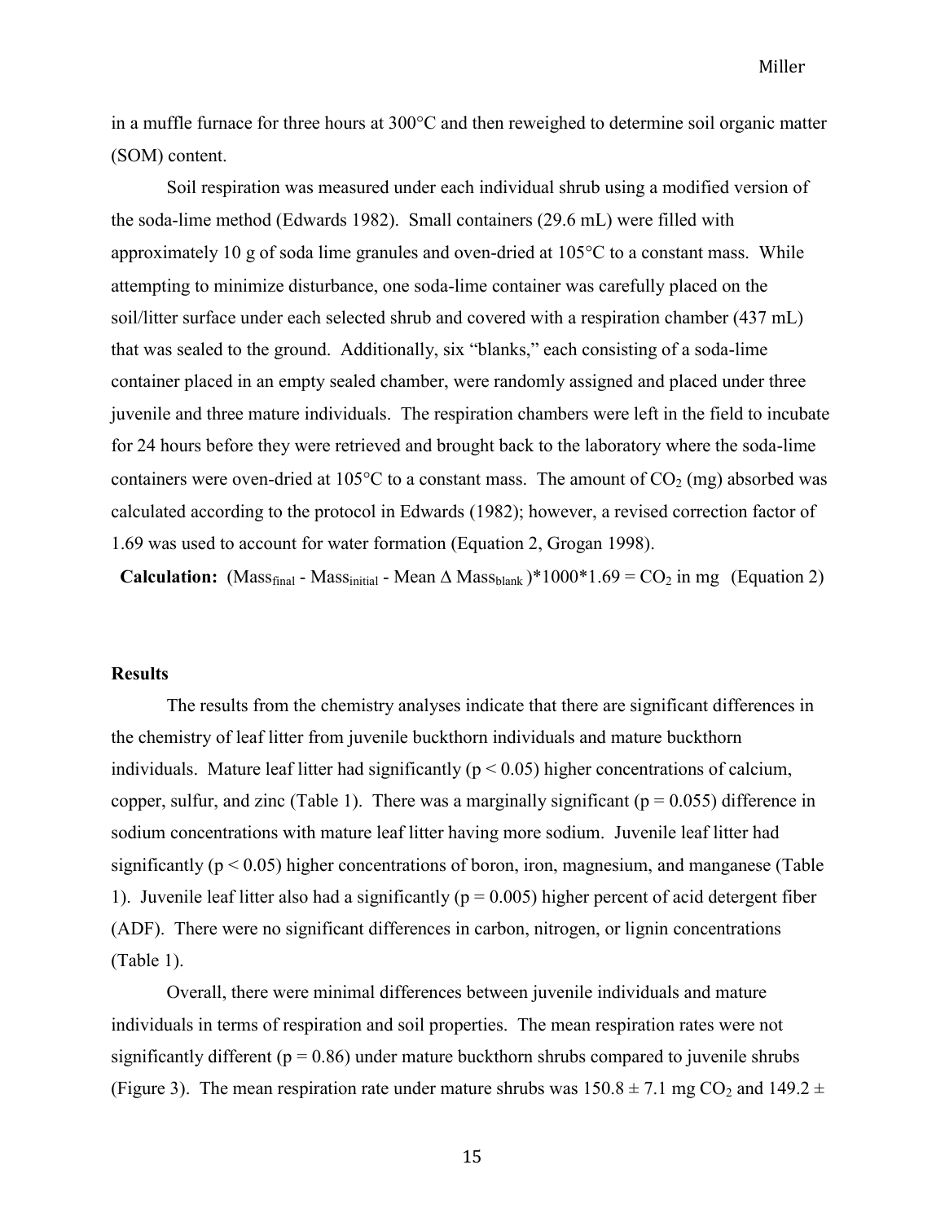in a muffle furnace for three hours at 300°C and then reweighed to determine soil organic matter (SOM) content.

Soil respiration was measured under each individual shrub using a modified version of the soda-lime method (Edwards 1982). Small containers (29.6 mL) were filled with approximately 10 g of soda lime granules and oven-dried at 105°C to a constant mass. While attempting to minimize disturbance, one soda-lime container was carefully placed on the soil/litter surface under each selected shrub and covered with a respiration chamber (437 mL) that was sealed to the ground. Additionally, six "blanks," each consisting of a soda-lime container placed in an empty sealed chamber, were randomly assigned and placed under three juvenile and three mature individuals. The respiration chambers were left in the field to incubate for 24 hours before they were retrieved and brought back to the laboratory where the soda-lime containers were oven-dried at 105°C to a constant mass. The amount of $CO_2$ (mg) absorbed was calculated according to the protocol in Edwards (1982); however, a revised correction factor of 1.69 was used to account for water formation (Equation 2, Grogan 1998).

**Calculation:** $(Mass_{final} - Mass_{initial} - \text{Mean } \Delta\ Mass_{blank})*1000*1.69 = CO_2$ in mg (Equation 2)

### Results

The results from the chemistry analyses indicate that there are significant differences in the chemistry of leaf litter from juvenile buckthorn individuals and mature buckthorn individuals. Mature leaf litter had significantly ($p < 0.05$) higher concentrations of calcium, copper, sulfur, and zinc (Table 1). There was a marginally significant ($p = 0.055$) difference in sodium concentrations with mature leaf litter having more sodium. Juvenile leaf litter had significantly ($p < 0.05$) higher concentrations of boron, iron, magnesium, and manganese (Table 1). Juvenile leaf litter also had a significantly ($p = 0.005$) higher percent of acid detergent fiber (ADF). There were no significant differences in carbon, nitrogen, or lignin concentrations (Table 1).

Overall, there were minimal differences between juvenile individuals and mature individuals in terms of respiration and soil properties. The mean respiration rates were not significantly different ($p = 0.86$) under mature buckthorn shrubs compared to juvenile shrubs (Figure 3). The mean respiration rate under mature shrubs was $150.8 \pm 7.1$ mg $CO_2$ and $149.2 \pm$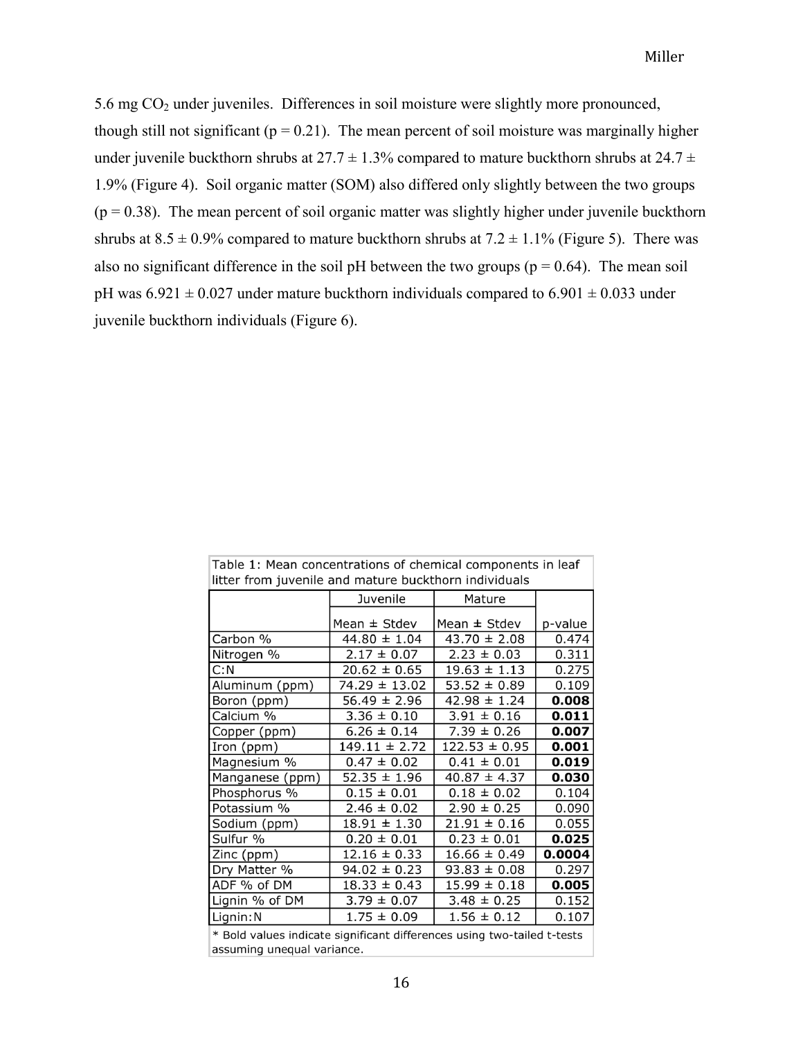5.6 mg $CO_2$ under juveniles. Differences in soil moisture were slightly more pronounced, though still not significant ($p = 0.21$). The mean percent of soil moisture was marginally higher under juvenile buckthorn shrubs at 27.7 ± 1.3% compared to mature buckthorn shrubs at 24.7 ± 1.9% (Figure 4). Soil organic matter (SOM) also differed only slightly between the two groups ($p = 0.38$). The mean percent of soil organic matter was slightly higher under juvenile buckthorn shrubs at 8.5 ± 0.9% compared to mature buckthorn shrubs at 7.2 ± 1.1% (Figure 5). There was also no significant difference in the soil pH between the two groups ($p = 0.64$). The mean soil pH was 6.921 ± 0.027 under mature buckthorn individuals compared to 6.901 ± 0.033 under juvenile buckthorn individuals (Figure 6).

Table 1: Mean concentrations of chemical components in leaf litter from juvenile and mature buckthorn individuals

| | Juvenile | Mature | |
|---|---|---|---|
| | Mean ± Stdev | Mean ± Stdev | p-value |
| Carbon % | 44.80 ± 1.04 | 43.70 ± 2.08 | 0.474 |
| Nitrogen % | 2.17 ± 0.07 | 2.23 ± 0.03 | 0.311 |
| C:N | 20.62 ± 0.65 | 19.63 ± 1.13 | 0.275 |
| Aluminum (ppm) | 74.29 ± 13.02 | 53.52 ± 0.89 | 0.109 |
| Boron (ppm) | 56.49 ± 2.96 | 42.98 ± 1.24 | **0.008** |
| Calcium % | 3.36 ± 0.10 | 3.91 ± 0.16 | **0.011** |
| Copper (ppm) | 6.26 ± 0.14 | 7.39 ± 0.26 | **0.007** |
| Iron (ppm) | 149.11 ± 2.72 | 122.53 ± 0.95 | **0.001** |
| Magnesium % | 0.47 ± 0.02 | 0.41 ± 0.01 | **0.019** |
| Manganese (ppm) | 52.35 ± 1.96 | 40.87 ± 4.37 | **0.030** |
| Phosphorus % | 0.15 ± 0.01 | 0.18 ± 0.02 | 0.104 |
| Potassium % | 2.46 ± 0.02 | 2.90 ± 0.25 | 0.090 |
| Sodium (ppm) | 18.91 ± 1.30 | 21.91 ± 0.16 | 0.055 |
| Sulfur % | 0.20 ± 0.01 | 0.23 ± 0.01 | **0.025** |
| Zinc (ppm) | 12.16 ± 0.33 | 16.66 ± 0.49 | **0.0004** |
| Dry Matter % | 94.02 ± 0.23 | 93.83 ± 0.08 | 0.297 |
| ADF % of DM | 18.33 ± 0.43 | 15.99 ± 0.18 | **0.005** |
| Lignin % of DM | 3.79 ± 0.07 | 3.48 ± 0.25 | 0.152 |
| Lignin:N | 1.75 ± 0.09 | 1.56 ± 0.12 | 0.107 |

* Bold values indicate significant differences using two-tailed t-tests assuming unequal variance.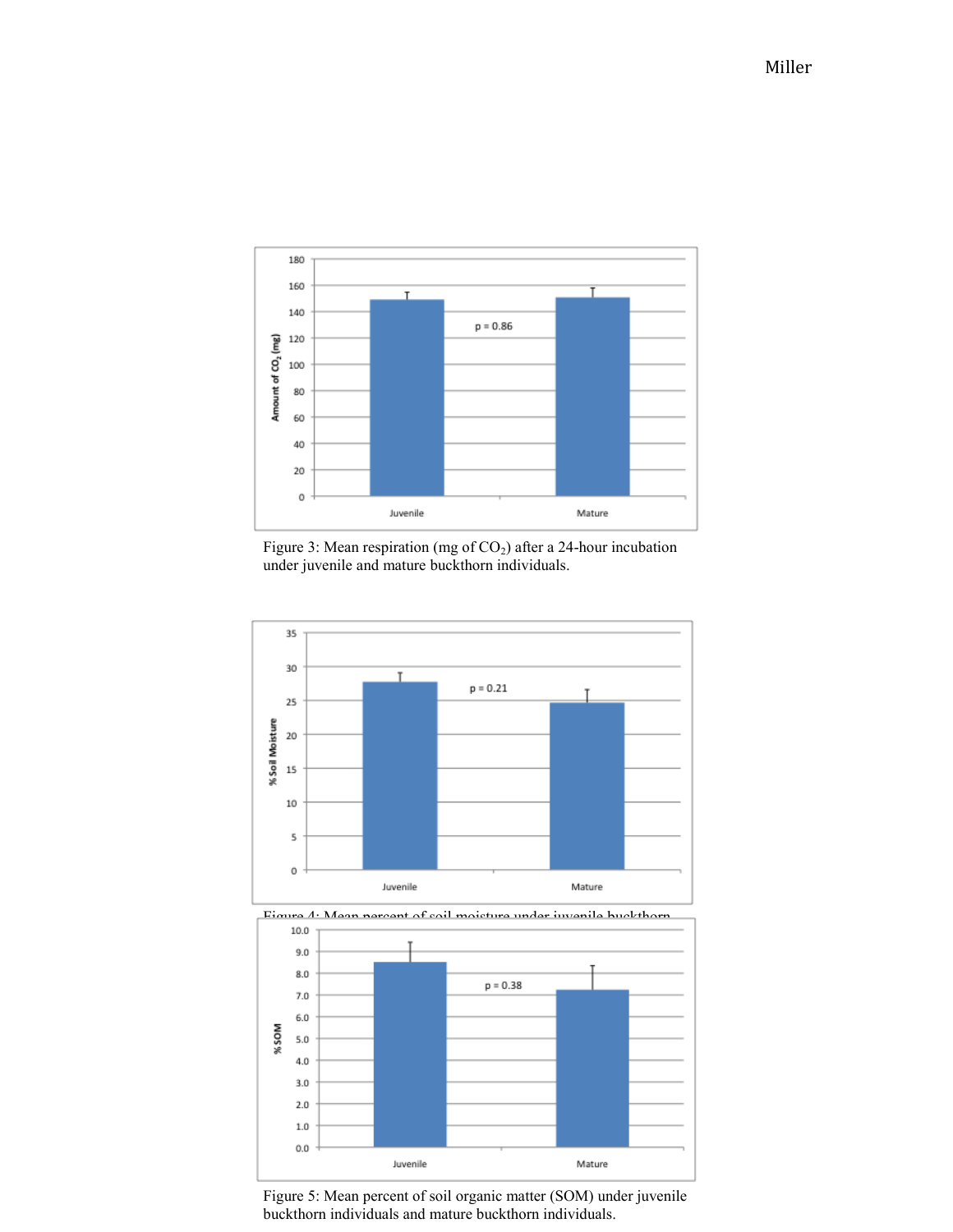Figure 3: Mean respiration (mg of $CO_2$) after a 24-hour incubation under juvenile and mature buckthorn individuals.

Figure 4: Mean percent of soil moisture under juvenile buckthorn

Figure 5: Mean percent of soil organic matter (SOM) under juvenile buckthorn individuals and mature buckthorn individuals.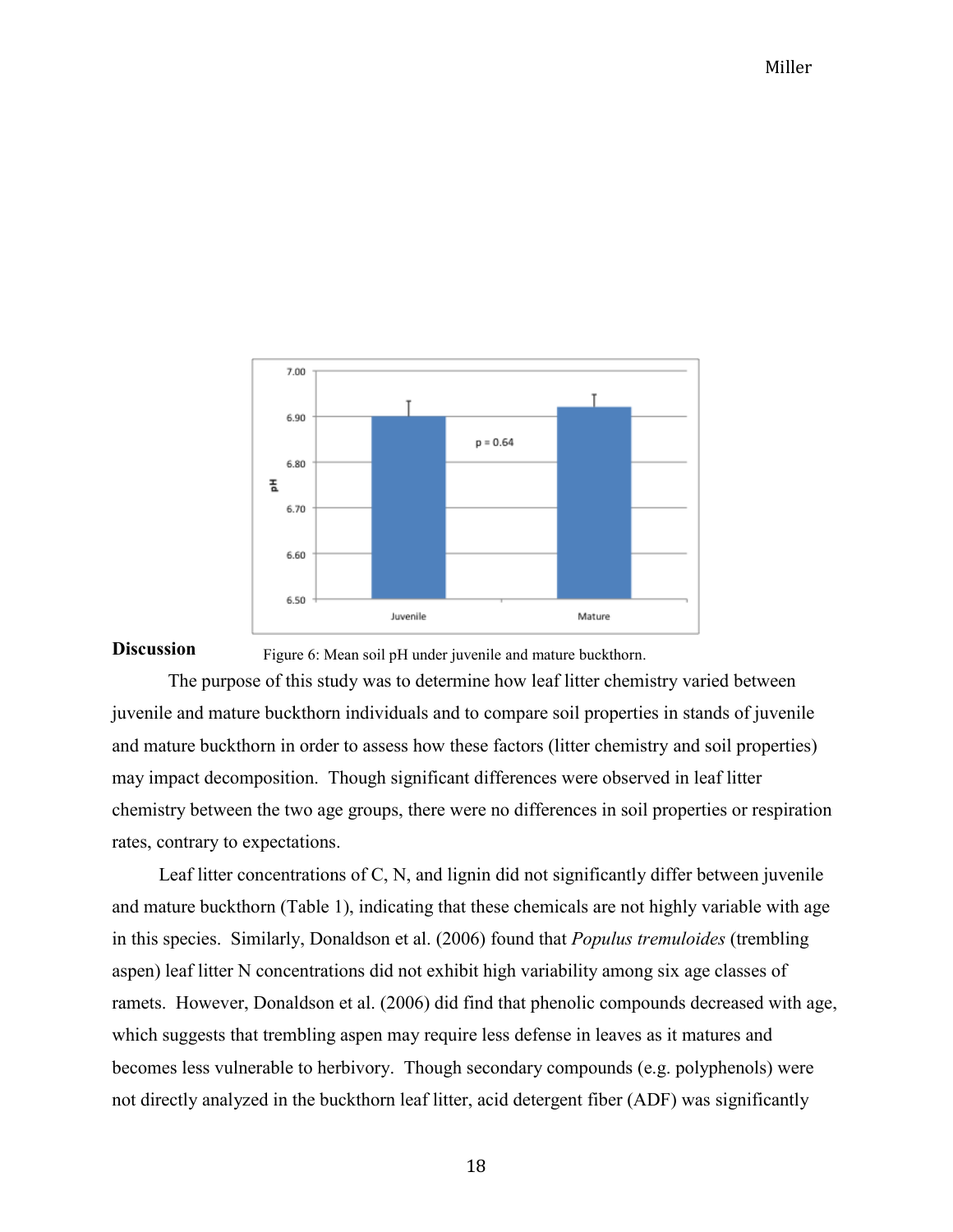Figure 6: Mean soil pH under juvenile and mature buckthorn.

## Discussion

The purpose of this study was to determine how leaf litter chemistry varied between juvenile and mature buckthorn individuals and to compare soil properties in stands of juvenile and mature buckthorn in order to assess how these factors (litter chemistry and soil properties) may impact decomposition. Though significant differences were observed in leaf litter chemistry between the two age groups, there were no differences in soil properties or respiration rates, contrary to expectations.

Leaf litter concentrations of C, N, and lignin did not significantly differ between juvenile and mature buckthorn (Table 1), indicating that these chemicals are not highly variable with age in this species. Similarly, Donaldson et al. (2006) found that *Populus tremuloides* (trembling aspen) leaf litter N concentrations did not exhibit high variability among six age classes of ramets. However, Donaldson et al. (2006) did find that phenolic compounds decreased with age, which suggests that trembling aspen may require less defense in leaves as it matures and becomes less vulnerable to herbivory. Though secondary compounds (e.g. polyphenols) were not directly analyzed in the buckthorn leaf litter, acid detergent fiber (ADF) was significantly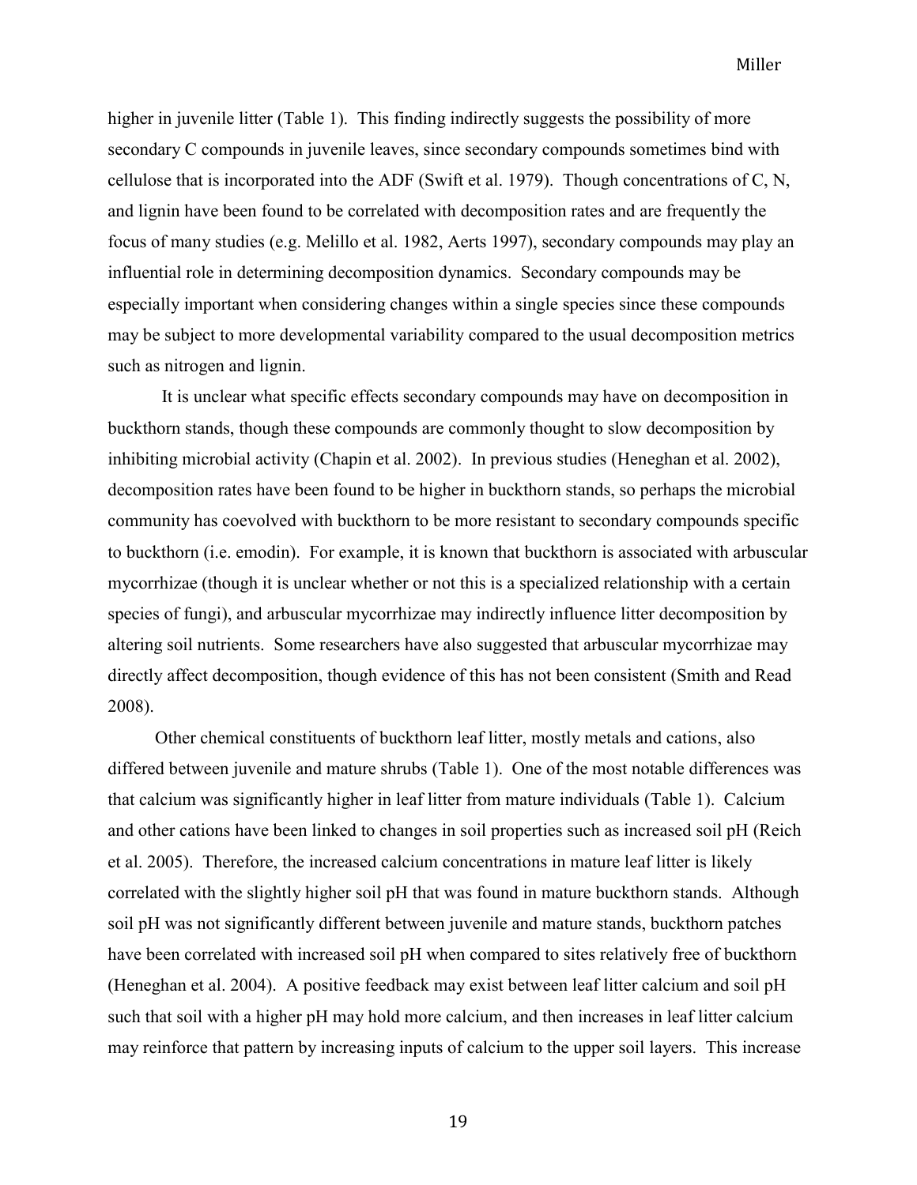higher in juvenile litter (Table 1). This finding indirectly suggests the possibility of more secondary C compounds in juvenile leaves, since secondary compounds sometimes bind with cellulose that is incorporated into the ADF (Swift et al. 1979). Though concentrations of C, N, and lignin have been found to be correlated with decomposition rates and are frequently the focus of many studies (e.g. Melillo et al. 1982, Aerts 1997), secondary compounds may play an influential role in determining decomposition dynamics. Secondary compounds may be especially important when considering changes within a single species since these compounds may be subject to more developmental variability compared to the usual decomposition metrics such as nitrogen and lignin.

It is unclear what specific effects secondary compounds may have on decomposition in buckthorn stands, though these compounds are commonly thought to slow decomposition by inhibiting microbial activity (Chapin et al. 2002). In previous studies (Heneghan et al. 2002), decomposition rates have been found to be higher in buckthorn stands, so perhaps the microbial community has coevolved with buckthorn to be more resistant to secondary compounds specific to buckthorn (i.e. emodin). For example, it is known that buckthorn is associated with arbuscular mycorrhizae (though it is unclear whether or not this is a specialized relationship with a certain species of fungi), and arbuscular mycorrhizae may indirectly influence litter decomposition by altering soil nutrients. Some researchers have also suggested that arbuscular mycorrhizae may directly affect decomposition, though evidence of this has not been consistent (Smith and Read 2008).

Other chemical constituents of buckthorn leaf litter, mostly metals and cations, also differed between juvenile and mature shrubs (Table 1). One of the most notable differences was that calcium was significantly higher in leaf litter from mature individuals (Table 1). Calcium and other cations have been linked to changes in soil properties such as increased soil pH (Reich et al. 2005). Therefore, the increased calcium concentrations in mature leaf litter is likely correlated with the slightly higher soil pH that was found in mature buckthorn stands. Although soil pH was not significantly different between juvenile and mature stands, buckthorn patches have been correlated with increased soil pH when compared to sites relatively free of buckthorn (Heneghan et al. 2004). A positive feedback may exist between leaf litter calcium and soil pH such that soil with a higher pH may hold more calcium, and then increases in leaf litter calcium may reinforce that pattern by increasing inputs of calcium to the upper soil layers. This increase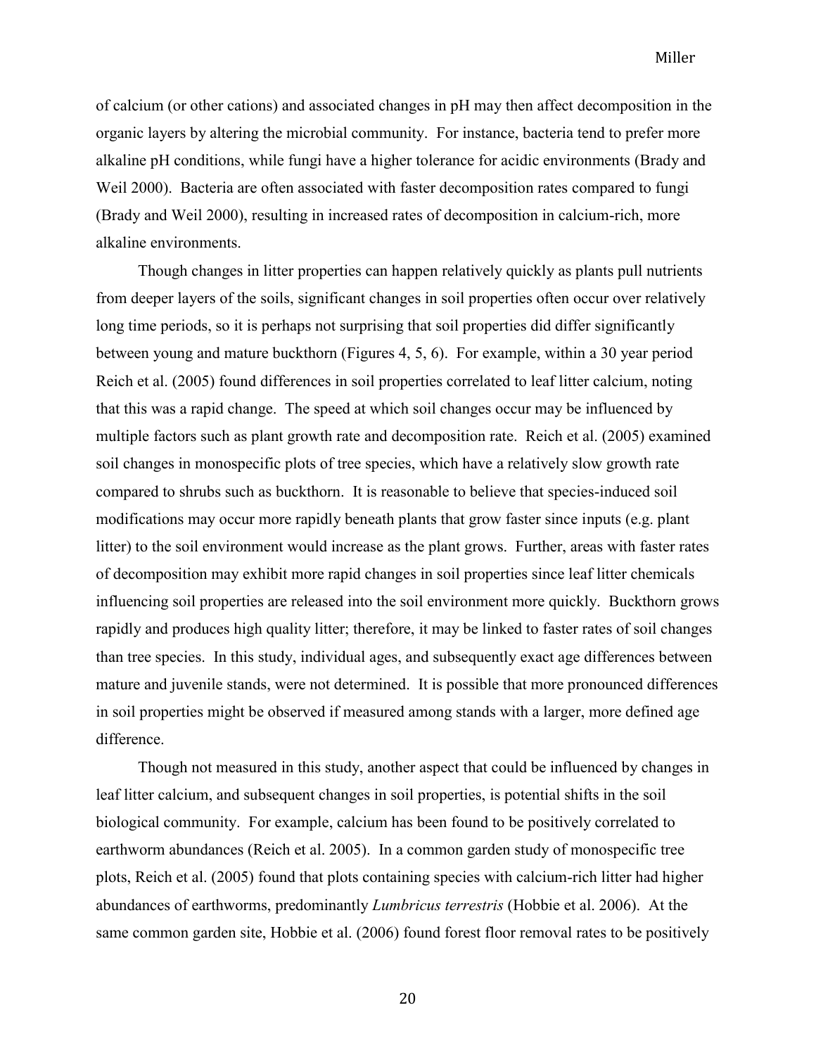of calcium (or other cations) and associated changes in pH may then affect decomposition in the organic layers by altering the microbial community. For instance, bacteria tend to prefer more alkaline pH conditions, while fungi have a higher tolerance for acidic environments (Brady and Weil 2000). Bacteria are often associated with faster decomposition rates compared to fungi (Brady and Weil 2000), resulting in increased rates of decomposition in calcium-rich, more alkaline environments.

Though changes in litter properties can happen relatively quickly as plants pull nutrients from deeper layers of the soils, significant changes in soil properties often occur over relatively long time periods, so it is perhaps not surprising that soil properties did differ significantly between young and mature buckthorn (Figures 4, 5, 6). For example, within a 30 year period Reich et al. (2005) found differences in soil properties correlated to leaf litter calcium, noting that this was a rapid change. The speed at which soil changes occur may be influenced by multiple factors such as plant growth rate and decomposition rate. Reich et al. (2005) examined soil changes in monospecific plots of tree species, which have a relatively slow growth rate compared to shrubs such as buckthorn. It is reasonable to believe that species-induced soil modifications may occur more rapidly beneath plants that grow faster since inputs (e.g. plant litter) to the soil environment would increase as the plant grows. Further, areas with faster rates of decomposition may exhibit more rapid changes in soil properties since leaf litter chemicals influencing soil properties are released into the soil environment more quickly. Buckthorn grows rapidly and produces high quality litter; therefore, it may be linked to faster rates of soil changes than tree species. In this study, individual ages, and subsequently exact age differences between mature and juvenile stands, were not determined. It is possible that more pronounced differences in soil properties might be observed if measured among stands with a larger, more defined age difference.

Though not measured in this study, another aspect that could be influenced by changes in leaf litter calcium, and subsequent changes in soil properties, is potential shifts in the soil biological community. For example, calcium has been found to be positively correlated to earthworm abundances (Reich et al. 2005). In a common garden study of monospecific tree plots, Reich et al. (2005) found that plots containing species with calcium-rich litter had higher abundances of earthworms, predominantly *Lumbricus terrestris* (Hobbie et al. 2006). At the same common garden site, Hobbie et al. (2006) found forest floor removal rates to be positively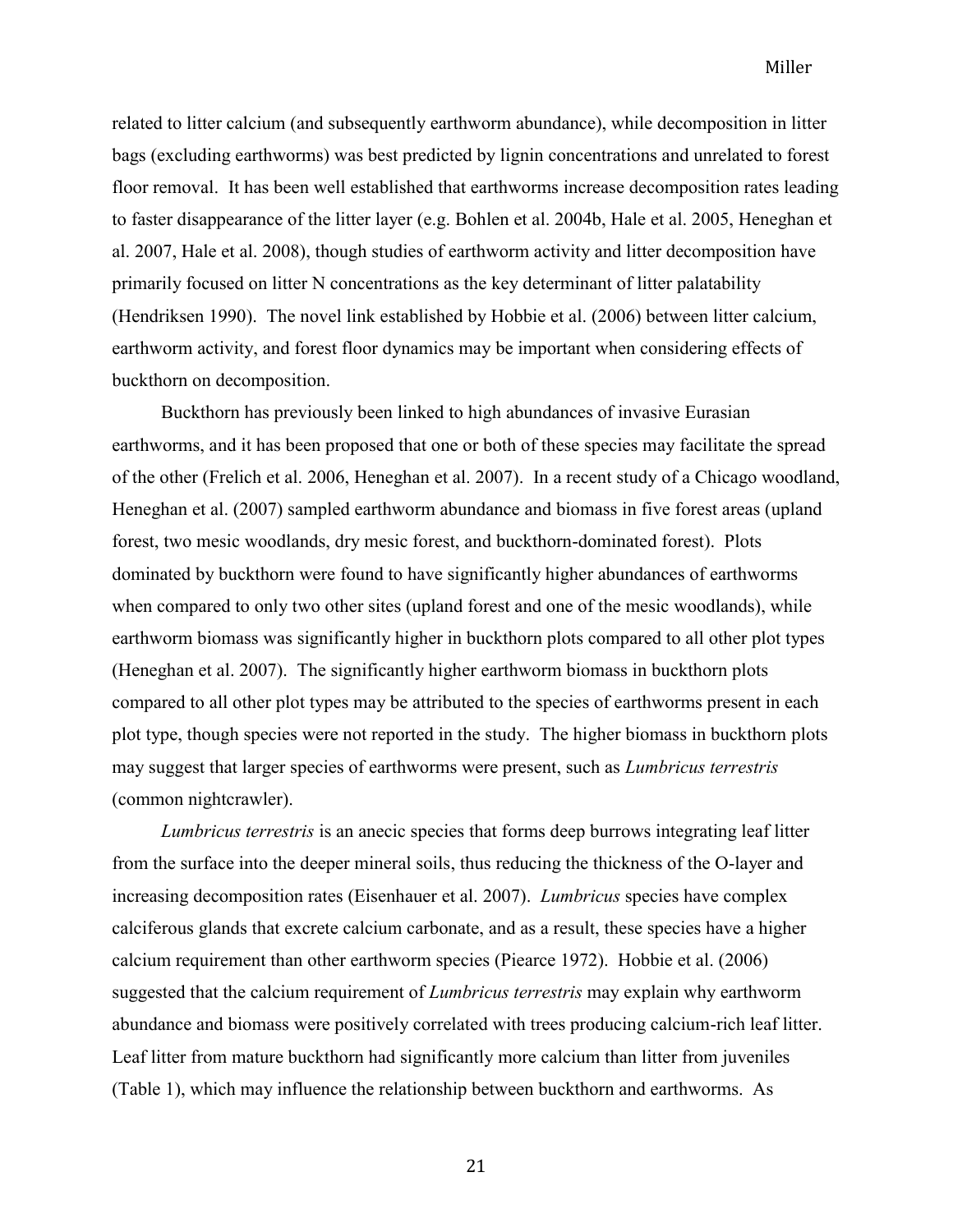related to litter calcium (and subsequently earthworm abundance), while decomposition in litter bags (excluding earthworms) was best predicted by lignin concentrations and unrelated to forest floor removal. It has been well established that earthworms increase decomposition rates leading to faster disappearance of the litter layer (e.g. Bohlen et al. 2004b, Hale et al. 2005, Heneghan et al. 2007, Hale et al. 2008), though studies of earthworm activity and litter decomposition have primarily focused on litter N concentrations as the key determinant of litter palatability (Hendriksen 1990). The novel link established by Hobbie et al. (2006) between litter calcium, earthworm activity, and forest floor dynamics may be important when considering effects of buckthorn on decomposition.

Buckthorn has previously been linked to high abundances of invasive Eurasian earthworms, and it has been proposed that one or both of these species may facilitate the spread of the other (Frelich et al. 2006, Heneghan et al. 2007). In a recent study of a Chicago woodland, Heneghan et al. (2007) sampled earthworm abundance and biomass in five forest areas (upland forest, two mesic woodlands, dry mesic forest, and buckthorn-dominated forest). Plots dominated by buckthorn were found to have significantly higher abundances of earthworms when compared to only two other sites (upland forest and one of the mesic woodlands), while earthworm biomass was significantly higher in buckthorn plots compared to all other plot types (Heneghan et al. 2007). The significantly higher earthworm biomass in buckthorn plots compared to all other plot types may be attributed to the species of earthworms present in each plot type, though species were not reported in the study. The higher biomass in buckthorn plots may suggest that larger species of earthworms were present, such as *Lumbricus terrestris* (common nightcrawler).

*Lumbricus terrestris* is an anecic species that forms deep burrows integrating leaf litter from the surface into the deeper mineral soils, thus reducing the thickness of the O-layer and increasing decomposition rates (Eisenhauer et al. 2007). *Lumbricus* species have complex calciferous glands that excrete calcium carbonate, and as a result, these species have a higher calcium requirement than other earthworm species (Piearce 1972). Hobbie et al. (2006) suggested that the calcium requirement of *Lumbricus terrestris* may explain why earthworm abundance and biomass were positively correlated with trees producing calcium-rich leaf litter. Leaf litter from mature buckthorn had significantly more calcium than litter from juveniles (Table 1), which may influence the relationship between buckthorn and earthworms. As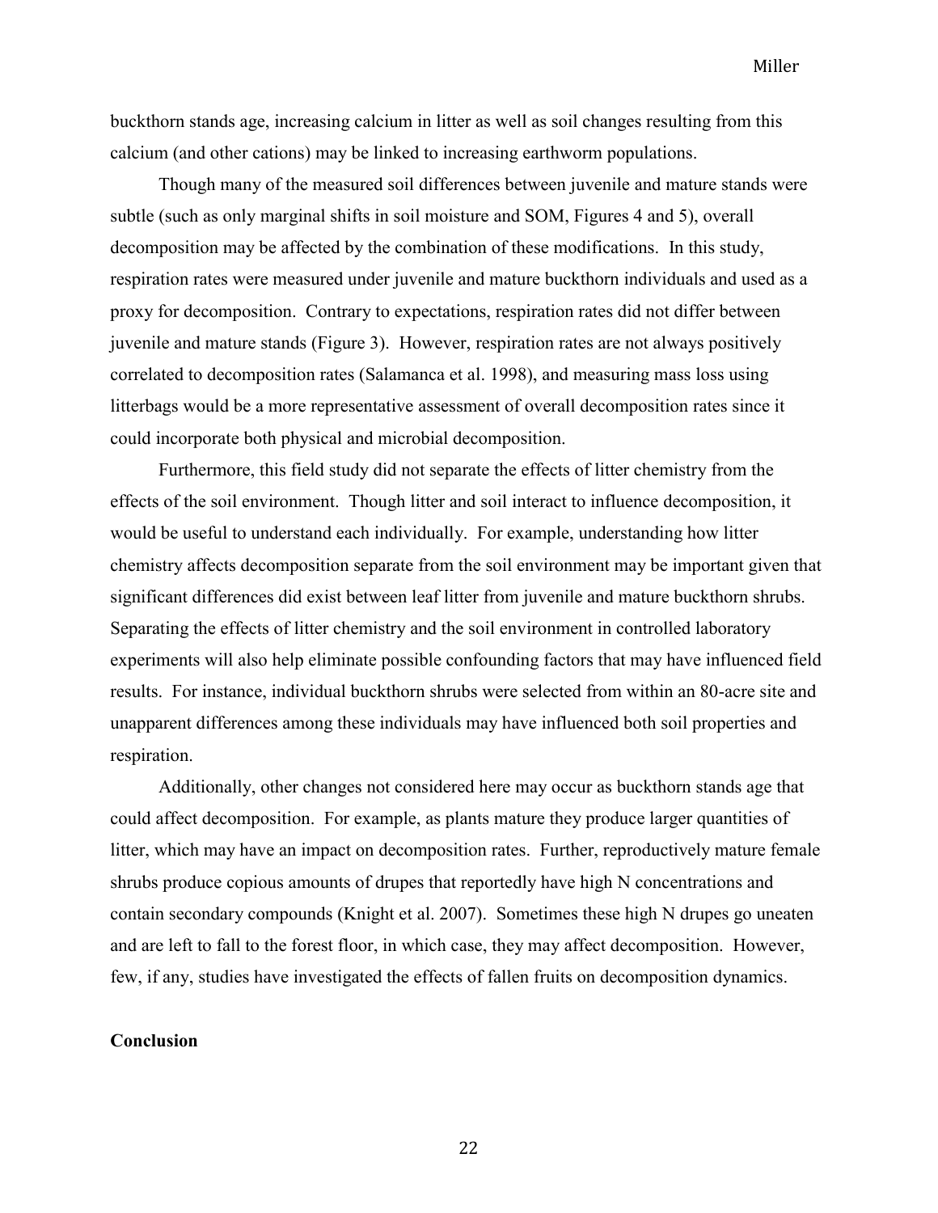buckthorn stands age, increasing calcium in litter as well as soil changes resulting from this calcium (and other cations) may be linked to increasing earthworm populations.

Though many of the measured soil differences between juvenile and mature stands were subtle (such as only marginal shifts in soil moisture and SOM, Figures 4 and 5), overall decomposition may be affected by the combination of these modifications. In this study, respiration rates were measured under juvenile and mature buckthorn individuals and used as a proxy for decomposition. Contrary to expectations, respiration rates did not differ between juvenile and mature stands (Figure 3). However, respiration rates are not always positively correlated to decomposition rates (Salamanca et al. 1998), and measuring mass loss using litterbags would be a more representative assessment of overall decomposition rates since it could incorporate both physical and microbial decomposition.

Furthermore, this field study did not separate the effects of litter chemistry from the effects of the soil environment. Though litter and soil interact to influence decomposition, it would be useful to understand each individually. For example, understanding how litter chemistry affects decomposition separate from the soil environment may be important given that significant differences did exist between leaf litter from juvenile and mature buckthorn shrubs. Separating the effects of litter chemistry and the soil environment in controlled laboratory experiments will also help eliminate possible confounding factors that may have influenced field results. For instance, individual buckthorn shrubs were selected from within an 80-acre site and unapparent differences among these individuals may have influenced both soil properties and respiration.

Additionally, other changes not considered here may occur as buckthorn stands age that could affect decomposition. For example, as plants mature they produce larger quantities of litter, which may have an impact on decomposition rates. Further, reproductively mature female shrubs produce copious amounts of drupes that reportedly have high N concentrations and contain secondary compounds (Knight et al. 2007). Sometimes these high N drupes go uneaten and are left to fall to the forest floor, in which case, they may affect decomposition. However, few, if any, studies have investigated the effects of fallen fruits on decomposition dynamics.

**Conclusion**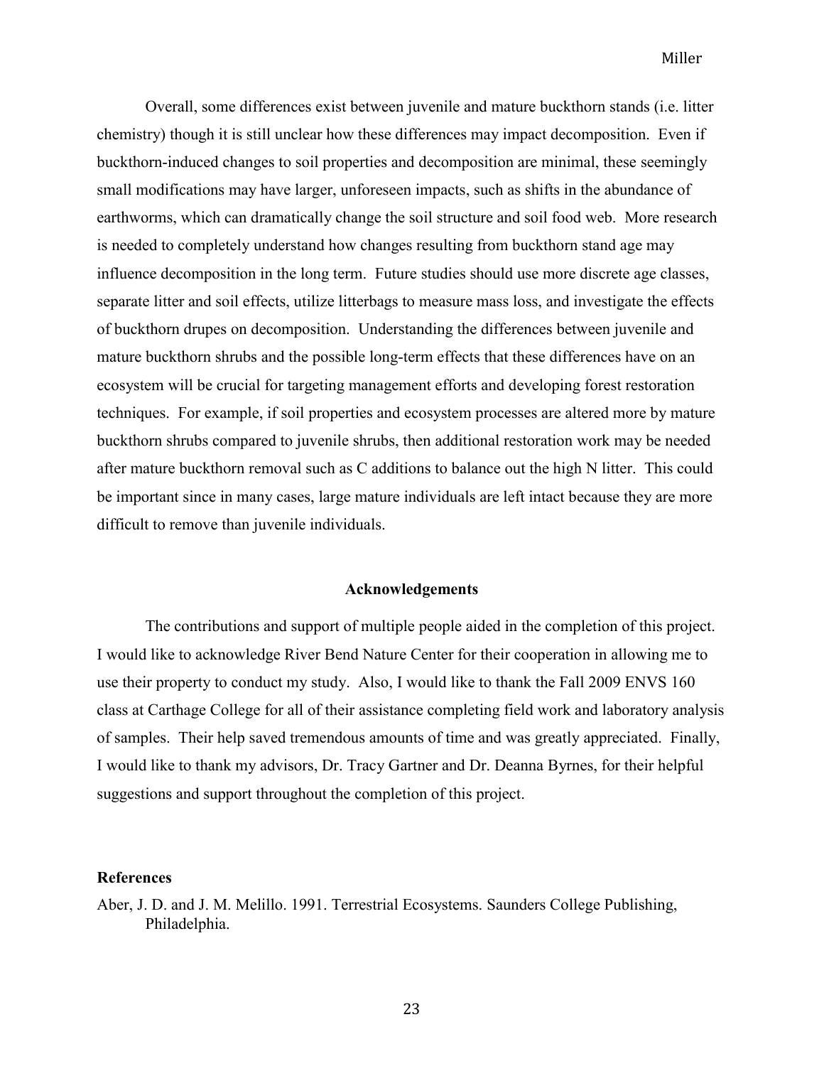Overall, some differences exist between juvenile and mature buckthorn stands (i.e. litter chemistry) though it is still unclear how these differences may impact decomposition. Even if buckthorn-induced changes to soil properties and decomposition are minimal, these seemingly small modifications may have larger, unforeseen impacts, such as shifts in the abundance of earthworms, which can dramatically change the soil structure and soil food web. More research is needed to completely understand how changes resulting from buckthorn stand age may influence decomposition in the long term. Future studies should use more discrete age classes, separate litter and soil effects, utilize litterbags to measure mass loss, and investigate the effects of buckthorn drupes on decomposition. Understanding the differences between juvenile and mature buckthorn shrubs and the possible long-term effects that these differences have on an ecosystem will be crucial for targeting management efforts and developing forest restoration techniques. For example, if soil properties and ecosystem processes are altered more by mature buckthorn shrubs compared to juvenile shrubs, then additional restoration work may be needed after mature buckthorn removal such as C additions to balance out the high N litter. This could be important since in many cases, large mature individuals are left intact because they are more difficult to remove than juvenile individuals.

## Acknowledgements

The contributions and support of multiple people aided in the completion of this project. I would like to acknowledge River Bend Nature Center for their cooperation in allowing me to use their property to conduct my study. Also, I would like to thank the Fall 2009 ENVS 160 class at Carthage College for all of their assistance completing field work and laboratory analysis of samples. Their help saved tremendous amounts of time and was greatly appreciated. Finally, I would like to thank my advisors, Dr. Tracy Gartner and Dr. Deanna Byrnes, for their helpful suggestions and support throughout the completion of this project.

## References

Aber, J. D. and J. M. Melillo. 1991. Terrestrial Ecosystems. Saunders College Publishing, Philadelphia.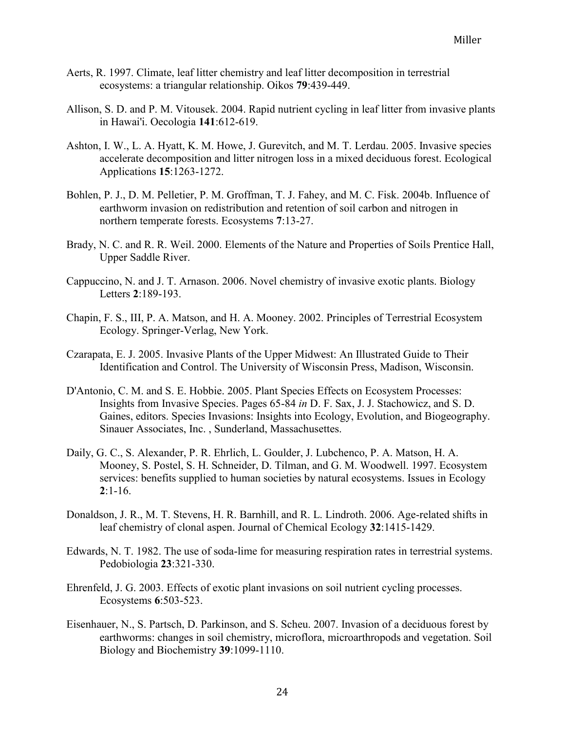Aerts, R. 1997. Climate, leaf litter chemistry and leaf litter decomposition in terrestrial ecosystems: a triangular relationship. Oikos **79**:439-449.

Allison, S. D. and P. M. Vitousek. 2004. Rapid nutrient cycling in leaf litter from invasive plants in Hawai'i. Oecologia **141**:612-619.

Ashton, I. W., L. A. Hyatt, K. M. Howe, J. Gurevitch, and M. T. Lerdau. 2005. Invasive species accelerate decomposition and litter nitrogen loss in a mixed deciduous forest. Ecological Applications **15**:1263-1272.

Bohlen, P. J., D. M. Pelletier, P. M. Groffman, T. J. Fahey, and M. C. Fisk. 2004b. Influence of earthworm invasion on redistribution and retention of soil carbon and nitrogen in northern temperate forests. Ecosystems **7**:13-27.

Brady, N. C. and R. R. Weil. 2000. Elements of the Nature and Properties of Soils Prentice Hall, Upper Saddle River.

Cappuccino, N. and J. T. Arnason. 2006. Novel chemistry of invasive exotic plants. Biology Letters **2**:189-193.

Chapin, F. S., III, P. A. Matson, and H. A. Mooney. 2002. Principles of Terrestrial Ecosystem Ecology. Springer-Verlag, New York.

Czarapata, E. J. 2005. Invasive Plants of the Upper Midwest: An Illustrated Guide to Their Identification and Control. The University of Wisconsin Press, Madison, Wisconsin.

D'Antonio, C. M. and S. E. Hobbie. 2005. Plant Species Effects on Ecosystem Processes: Insights from Invasive Species. Pages 65-84 *in* D. F. Sax, J. J. Stachowicz, and S. D. Gaines, editors. Species Invasions: Insights into Ecology, Evolution, and Biogeography. Sinauer Associates, Inc. , Sunderland, Massachusettes.

Daily, G. C., S. Alexander, P. R. Ehrlich, L. Goulder, J. Lubchenco, P. A. Matson, H. A. Mooney, S. Postel, S. H. Schneider, D. Tilman, and G. M. Woodwell. 1997. Ecosystem services: benefits supplied to human societies by natural ecosystems. Issues in Ecology **2**:1-16.

Donaldson, J. R., M. T. Stevens, H. R. Barnhill, and R. L. Lindroth. 2006. Age-related shifts in leaf chemistry of clonal aspen. Journal of Chemical Ecology **32**:1415-1429.

Edwards, N. T. 1982. The use of soda-lime for measuring respiration rates in terrestrial systems. Pedobiologia **23**:321-330.

Ehrenfeld, J. G. 2003. Effects of exotic plant invasions on soil nutrient cycling processes. Ecosystems **6**:503-523.

Eisenhauer, N., S. Partsch, D. Parkinson, and S. Scheu. 2007. Invasion of a deciduous forest by earthworms: changes in soil chemistry, microflora, microarthropods and vegetation. Soil Biology and Biochemistry **39**:1099-1110.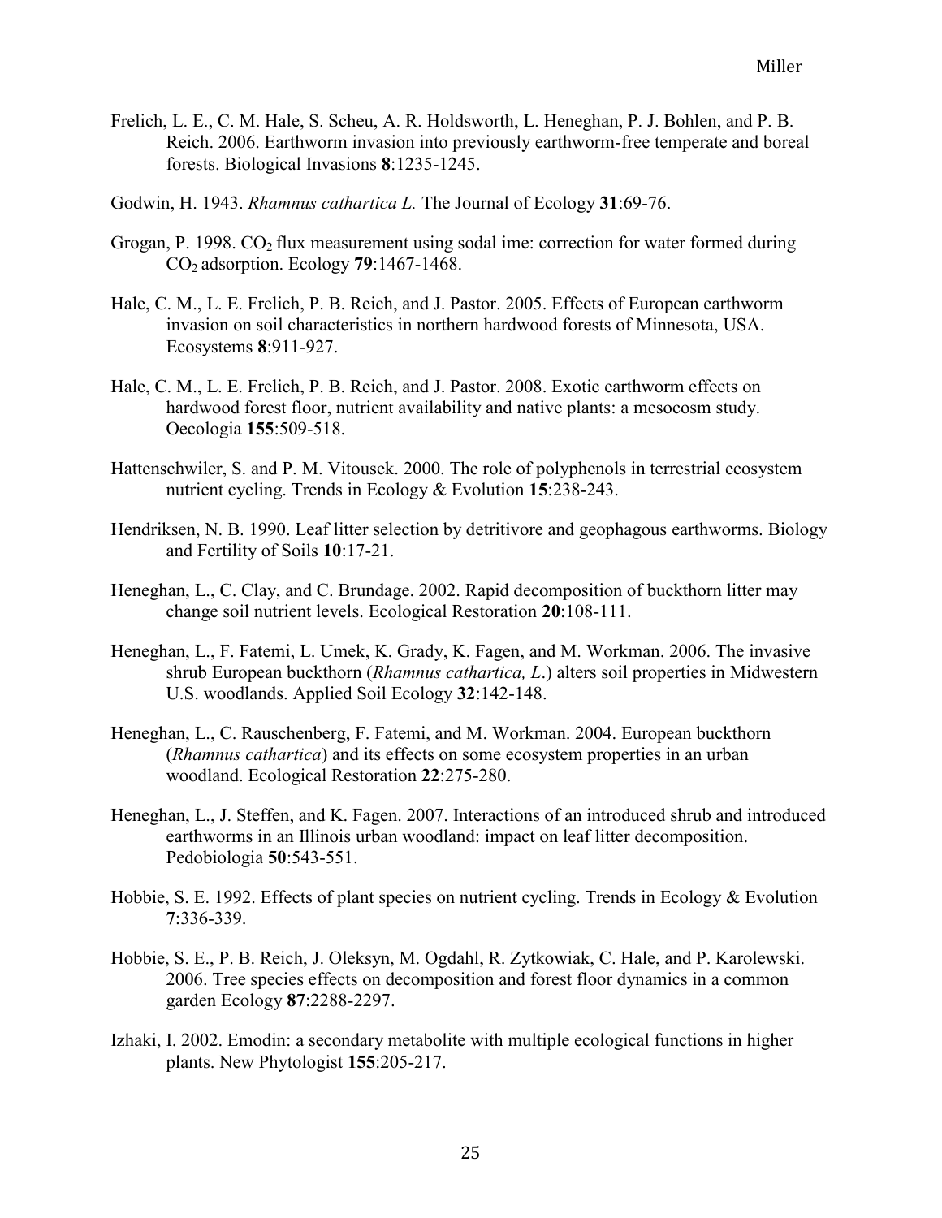Frelich, L. E., C. M. Hale, S. Scheu, A. R. Holdsworth, L. Heneghan, P. J. Bohlen, and P. B. Reich. 2006. Earthworm invasion into previously earthworm-free temperate and boreal forests. Biological Invasions **8**:1235-1245.

Godwin, H. 1943. *Rhamnus cathartica L.* The Journal of Ecology **31**:69-76.

Grogan, P. 1998. $CO_2$ flux measurement using sodal ime: correction for water formed during $CO_2$ adsorption. Ecology **79**:1467-1468.

Hale, C. M., L. E. Frelich, P. B. Reich, and J. Pastor. 2005. Effects of European earthworm invasion on soil characteristics in northern hardwood forests of Minnesota, USA. Ecosystems **8**:911-927.

Hale, C. M., L. E. Frelich, P. B. Reich, and J. Pastor. 2008. Exotic earthworm effects on hardwood forest floor, nutrient availability and native plants: a mesocosm study. Oecologia **155**:509-518.

Hattenschwiler, S. and P. M. Vitousek. 2000. The role of polyphenols in terrestrial ecosystem nutrient cycling. Trends in Ecology & Evolution **15**:238-243.

Hendriksen, N. B. 1990. Leaf litter selection by detritivore and geophagous earthworms. Biology and Fertility of Soils **10**:17-21.

Heneghan, L., C. Clay, and C. Brundage. 2002. Rapid decomposition of buckthorn litter may change soil nutrient levels. Ecological Restoration **20**:108-111.

Heneghan, L., F. Fatemi, L. Umek, K. Grady, K. Fagen, and M. Workman. 2006. The invasive shrub European buckthorn (*Rhamnus cathartica, L*.) alters soil properties in Midwestern U.S. woodlands. Applied Soil Ecology **32**:142-148.

Heneghan, L., C. Rauschenberg, F. Fatemi, and M. Workman. 2004. European buckthorn (*Rhamnus cathartica*) and its effects on some ecosystem properties in an urban woodland. Ecological Restoration **22**:275-280.

Heneghan, L., J. Steffen, and K. Fagen. 2007. Interactions of an introduced shrub and introduced earthworms in an Illinois urban woodland: impact on leaf litter decomposition. Pedobiologia **50**:543-551.

Hobbie, S. E. 1992. Effects of plant species on nutrient cycling. Trends in Ecology & Evolution **7**:336-339.

Hobbie, S. E., P. B. Reich, J. Oleksyn, M. Ogdahl, R. Zytkowiak, C. Hale, and P. Karolewski. 2006. Tree species effects on decomposition and forest floor dynamics in a common garden Ecology **87**:2288-2297.

Izhaki, I. 2002. Emodin: a secondary metabolite with multiple ecological functions in higher plants. New Phytologist **155**:205-217.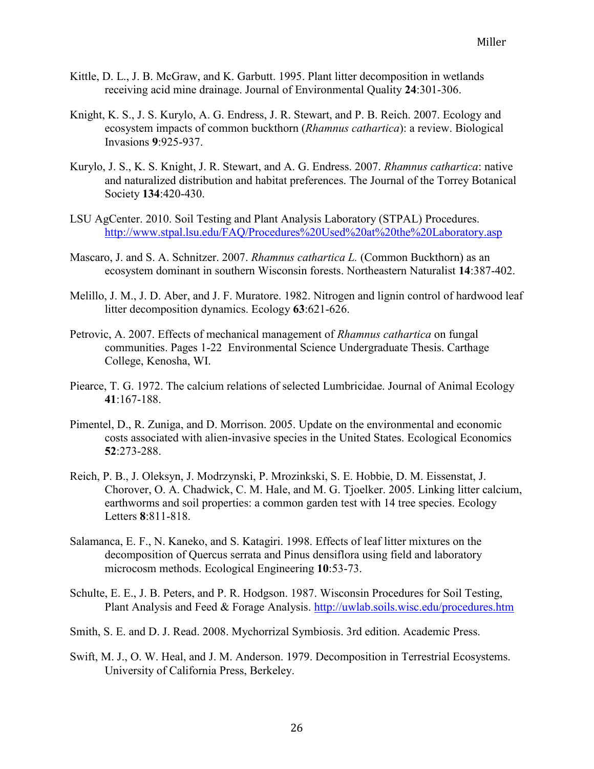Kittle, D. L., J. B. McGraw, and K. Garbutt. 1995. Plant litter decomposition in wetlands receiving acid mine drainage. Journal of Environmental Quality **24**:301-306.

Knight, K. S., J. S. Kurylo, A. G. Endress, J. R. Stewart, and P. B. Reich. 2007. Ecology and ecosystem impacts of common buckthorn (*Rhamnus cathartica*): a review. Biological Invasions **9**:925-937.

Kurylo, J. S., K. S. Knight, J. R. Stewart, and A. G. Endress. 2007. *Rhamnus cathartica*: native and naturalized distribution and habitat preferences. The Journal of the Torrey Botanical Society **134**:420-430.

LSU AgCenter. 2010. Soil Testing and Plant Analysis Laboratory (STPAL) Procedures. http://www.stpal.lsu.edu/FAQ/Procedures%20Used%20at%20the%20Laboratory.asp

Mascaro, J. and S. A. Schnitzer. 2007. *Rhamnus cathartica L.* (Common Buckthorn) as an ecosystem dominant in southern Wisconsin forests. Northeastern Naturalist **14**:387-402.

Melillo, J. M., J. D. Aber, and J. F. Muratore. 1982. Nitrogen and lignin control of hardwood leaf litter decomposition dynamics. Ecology **63**:621-626.

Petrovic, A. 2007. Effects of mechanical management of *Rhamnus cathartica* on fungal communities. Pages 1-22 Environmental Science Undergraduate Thesis. Carthage College, Kenosha, WI.

Piearce, T. G. 1972. The calcium relations of selected Lumbricidae. Journal of Animal Ecology **41**:167-188.

Pimentel, D., R. Zuniga, and D. Morrison. 2005. Update on the environmental and economic costs associated with alien-invasive species in the United States. Ecological Economics **52**:273-288.

Reich, P. B., J. Oleksyn, J. Modrzynski, P. Mrozinkski, S. E. Hobbie, D. M. Eissenstat, J. Chorover, O. A. Chadwick, C. M. Hale, and M. G. Tjoelker. 2005. Linking litter calcium, earthworms and soil properties: a common garden test with 14 tree species. Ecology Letters **8**:811-818.

Salamanca, E. F., N. Kaneko, and S. Katagiri. 1998. Effects of leaf litter mixtures on the decomposition of Quercus serrata and Pinus densiflora using field and laboratory microcosm methods. Ecological Engineering **10**:53-73.

Schulte, E. E., J. B. Peters, and P. R. Hodgson. 1987. Wisconsin Procedures for Soil Testing, Plant Analysis and Feed & Forage Analysis. http://uwlab.soils.wisc.edu/procedures.htm

Smith, S. E. and D. J. Read. 2008. Mychorrizal Symbiosis. 3rd edition. Academic Press.

Swift, M. J., O. W. Heal, and J. M. Anderson. 1979. Decomposition in Terrestrial Ecosystems. University of California Press, Berkeley.